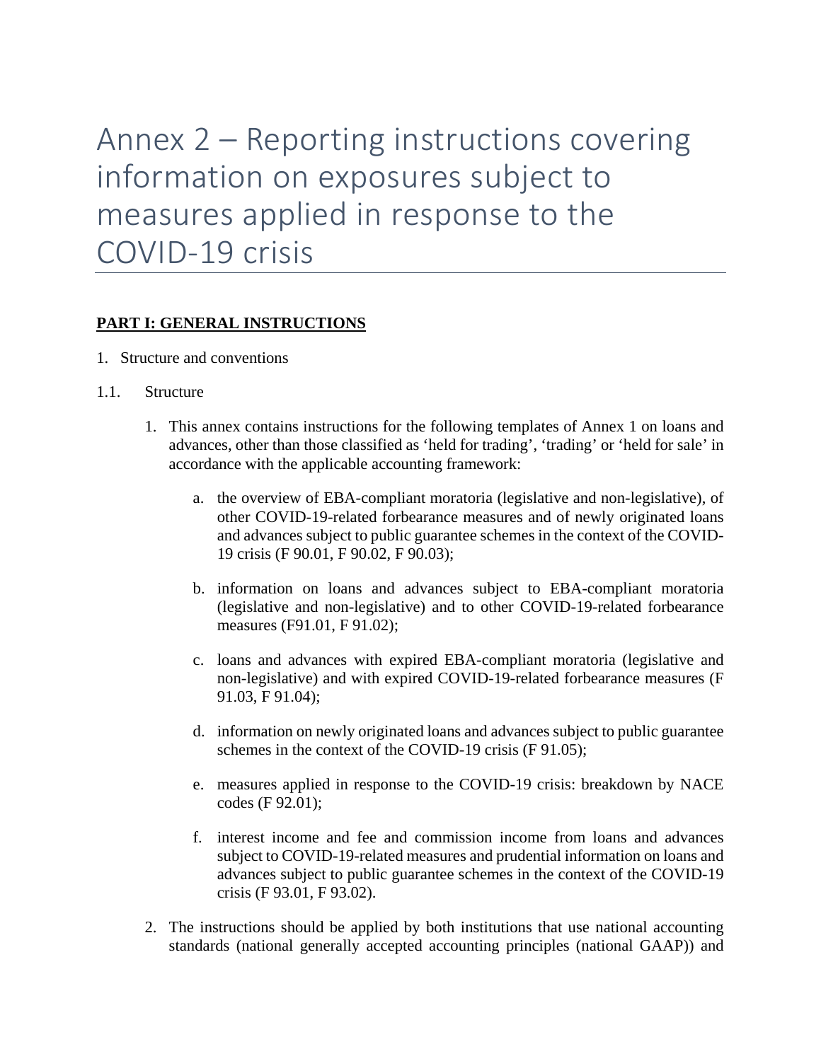# Annex 2 – Reporting instructions covering information on exposures subject to measures applied in response to the COVID-19 crisis

## PART I: GENERAL INSTRUCTIONS

1. Structure and conventions

1.1. Structure

1. This annex contains instructions for the following templates of Annex 1 on loans and advances, other than those classified as 'held for trading', 'trading' or 'held for sale' in accordance with the applicable accounting framework:

   a. the overview of EBA-compliant moratoria (legislative and non-legislative), of other COVID-19-related forbearance measures and of newly originated loans and advances subject to public guarantee schemes in the context of the COVID-19 crisis (F 90.01, F 90.02, F 90.03);

   b. information on loans and advances subject to EBA-compliant moratoria (legislative and non-legislative) and to other COVID-19-related forbearance measures (F91.01, F 91.02);

   c. loans and advances with expired EBA-compliant moratoria (legislative and non-legislative) and with expired COVID-19-related forbearance measures (F 91.03, F 91.04);

   d. information on newly originated loans and advances subject to public guarantee schemes in the context of the COVID-19 crisis (F 91.05);

   e. measures applied in response to the COVID-19 crisis: breakdown by NACE codes (F 92.01);

   f. interest income and fee and commission income from loans and advances subject to COVID-19-related measures and prudential information on loans and advances subject to public guarantee schemes in the context of the COVID-19 crisis (F 93.01, F 93.02).

2. The instructions should be applied by both institutions that use national accounting standards (national generally accepted accounting principles (national GAAP)) and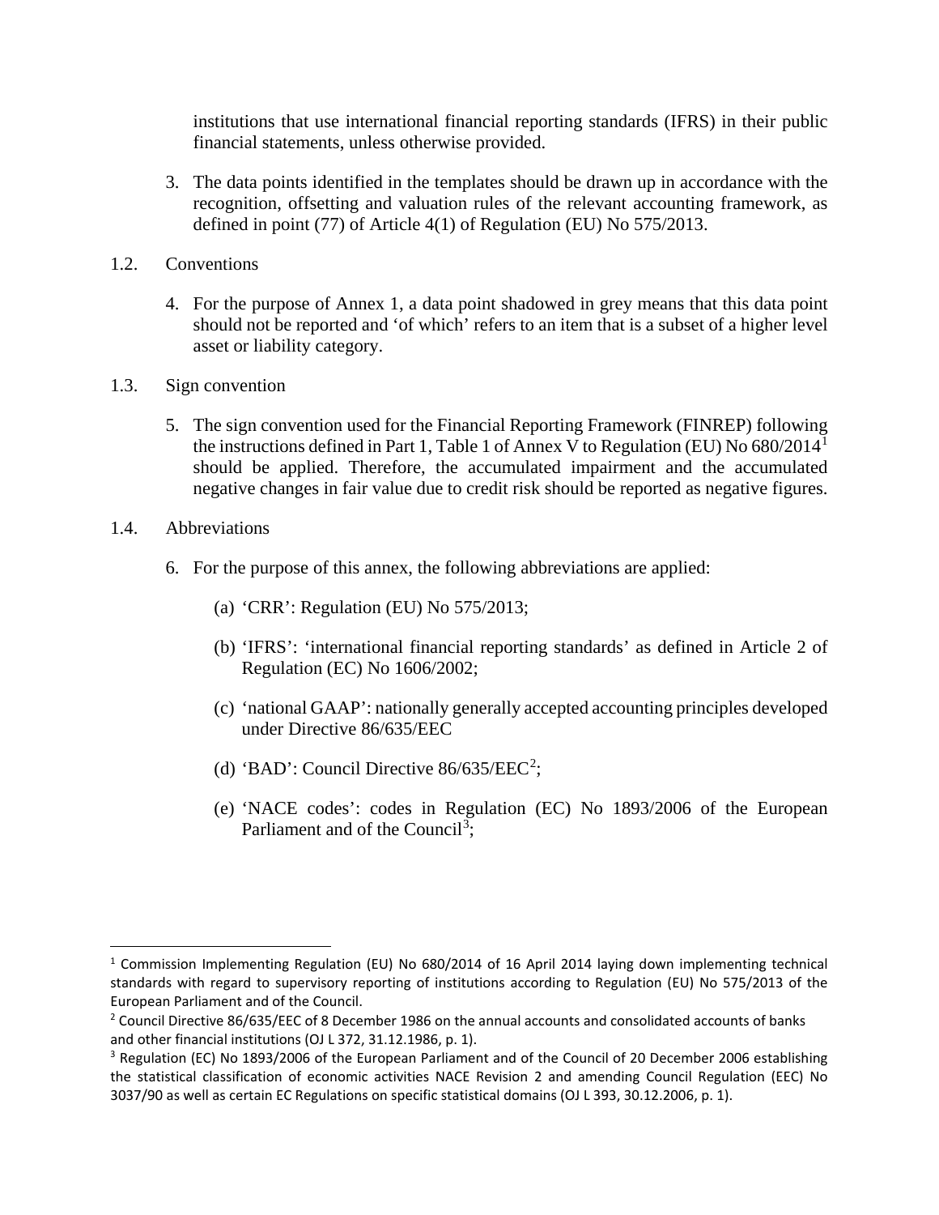institutions that use international financial reporting standards (IFRS) in their public financial statements, unless otherwise provided.

3. The data points identified in the templates should be drawn up in accordance with the recognition, offsetting and valuation rules of the relevant accounting framework, as defined in point (77) of Article 4(1) of Regulation (EU) No 575/2013.

## 1.2. Conventions

4. For the purpose of Annex 1, a data point shadowed in grey means that this data point should not be reported and 'of which' refers to an item that is a subset of a higher level asset or liability category.

## 1.3. Sign convention

5. The sign convention used for the Financial Reporting Framework (FINREP) following the instructions defined in Part 1, Table 1 of Annex V to Regulation (EU) No 680/2014[1] should be applied. Therefore, the accumulated impairment and the accumulated negative changes in fair value due to credit risk should be reported as negative figures.

## 1.4. Abbreviations

6. For the purpose of this annex, the following abbreviations are applied:

   (a) 'CRR': Regulation (EU) No 575/2013;

   (b) 'IFRS': 'international financial reporting standards' as defined in Article 2 of Regulation (EC) No 1606/2002;

   (c) 'national GAAP': nationally generally accepted accounting principles developed under Directive 86/635/EEC

   (d) 'BAD': Council Directive 86/635/EEC[2];

   (e) 'NACE codes': codes in Regulation (EC) No 1893/2006 of the European Parliament and of the Council[3];

---

[1] Commission Implementing Regulation (EU) No 680/2014 of 16 April 2014 laying down implementing technical standards with regard to supervisory reporting of institutions according to Regulation (EU) No 575/2013 of the European Parliament and of the Council.

[2] Council Directive 86/635/EEC of 8 December 1986 on the annual accounts and consolidated accounts of banks and other financial institutions (OJ L 372, 31.12.1986, p. 1).

[3] Regulation (EC) No 1893/2006 of the European Parliament and of the Council of 20 December 2006 establishing the statistical classification of economic activities NACE Revision 2 and amending Council Regulation (EEC) No 3037/90 as well as certain EC Regulations on specific statistical domains (OJ L 393, 30.12.2006, p. 1).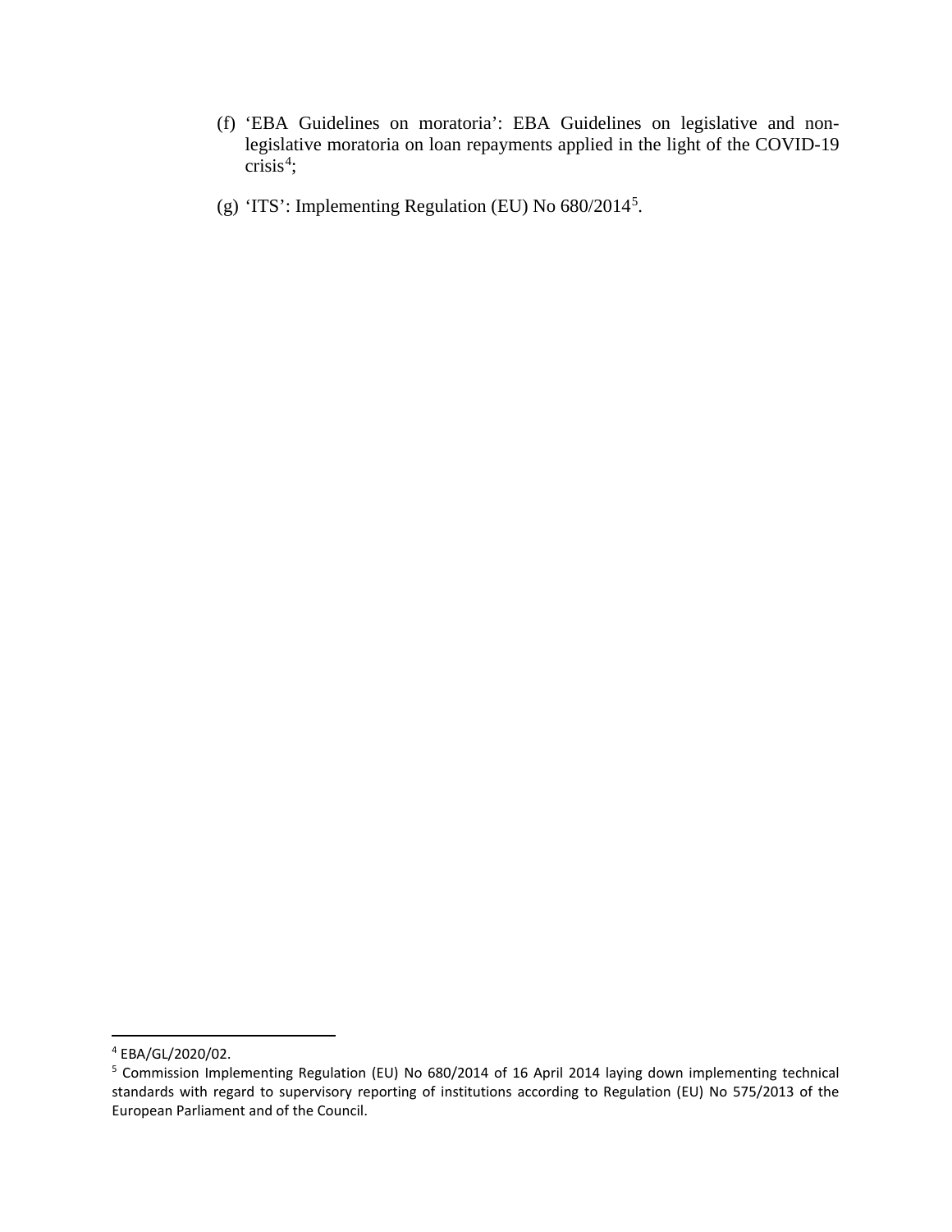(f) 'EBA Guidelines on moratoria': EBA Guidelines on legislative and non-legislative moratoria on loan repayments applied in the light of the COVID-19 crisis[4];

(g) 'ITS': Implementing Regulation (EU) No 680/2014[5].

---

[4] EBA/GL/2020/02.

[5] Commission Implementing Regulation (EU) No 680/2014 of 16 April 2014 laying down implementing technical standards with regard to supervisory reporting of institutions according to Regulation (EU) No 575/2013 of the European Parliament and of the Council.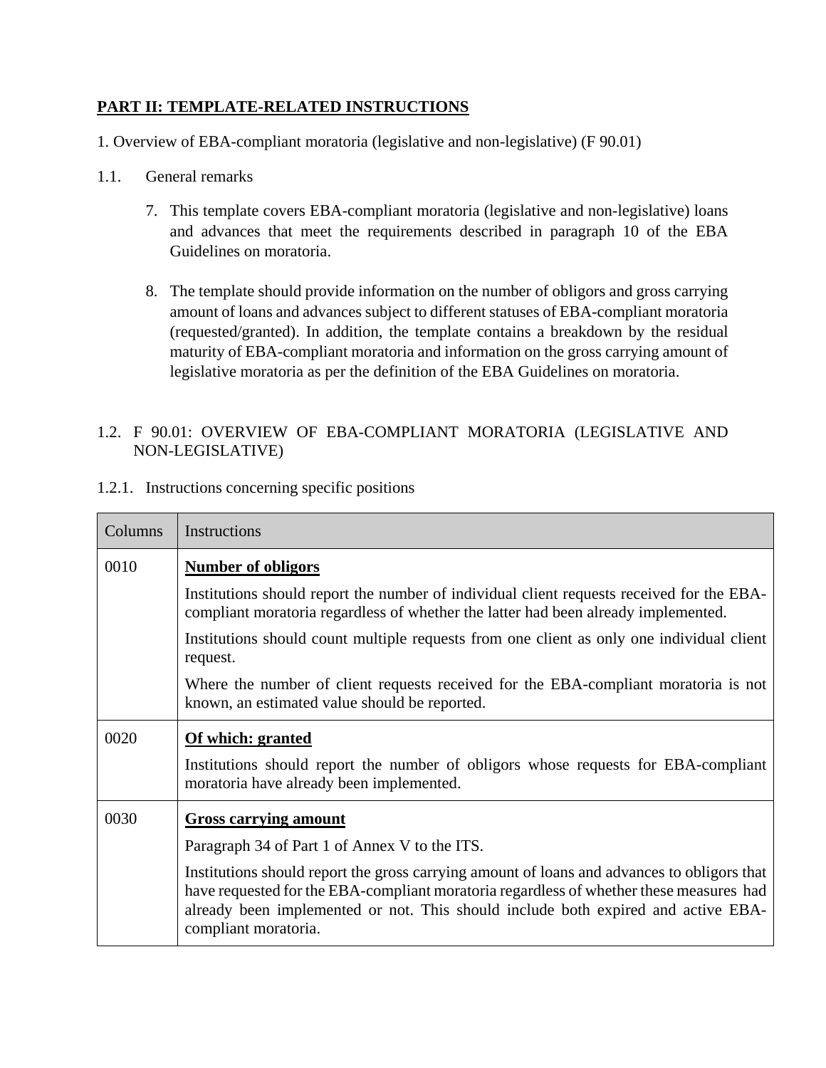## PART II: TEMPLATE-RELATED INSTRUCTIONS

1. Overview of EBA-compliant moratoria (legislative and non-legislative) (F 90.01)

1.1. General remarks

7. This template covers EBA-compliant moratoria (legislative and non-legislative) loans and advances that meet the requirements described in paragraph 10 of the EBA Guidelines on moratoria.

8. The template should provide information on the number of obligors and gross carrying amount of loans and advances subject to different statuses of EBA-compliant moratoria (requested/granted). In addition, the template contains a breakdown by the residual maturity of EBA-compliant moratoria and information on the gross carrying amount of legislative moratoria as per the definition of the EBA Guidelines on moratoria.

1.2. F 90.01: OVERVIEW OF EBA-COMPLIANT MORATORIA (LEGISLATIVE AND NON-LEGISLATIVE)

1.2.1. Instructions concerning specific positions

| Columns | Instructions |
|---|---|
| 0010 | **Number of obligors**<br><br>Institutions should report the number of individual client requests received for the EBA-compliant moratoria regardless of whether the latter had been already implemented.<br><br>Institutions should count multiple requests from one client as only one individual client request.<br><br>Where the number of client requests received for the EBA-compliant moratoria is not known, an estimated value should be reported. |
| 0020 | **Of which: granted**<br><br>Institutions should report the number of obligors whose requests for EBA-compliant moratoria have already been implemented. |
| 0030 | **Gross carrying amount**<br><br>Paragraph 34 of Part 1 of Annex V to the ITS.<br><br>Institutions should report the gross carrying amount of loans and advances to obligors that have requested for the EBA-compliant moratoria regardless of whether these measures had already been implemented or not. This should include both expired and active EBA-compliant moratoria. |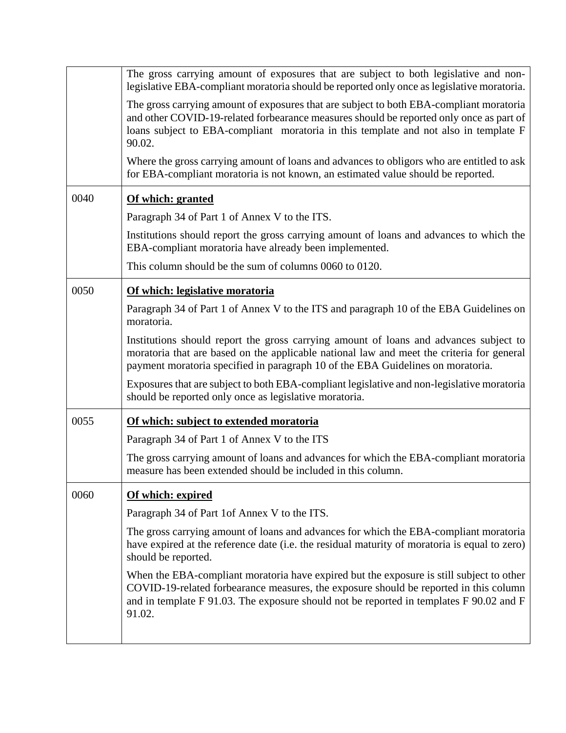| | |
|---|---|
| | The gross carrying amount of exposures that are subject to both legislative and non-legislative EBA-compliant moratoria should be reported only once as legislative moratoria.<br><br>The gross carrying amount of exposures that are subject to both EBA-compliant moratoria and other COVID-19-related forbearance measures should be reported only once as part of loans subject to EBA-compliant moratoria in this template and not also in template F 90.02.<br><br>Where the gross carrying amount of loans and advances to obligors who are entitled to ask for EBA-compliant moratoria is not known, an estimated value should be reported. |
| 0040 | **<u>Of which: granted</u>**<br><br>Paragraph 34 of Part 1 of Annex V to the ITS.<br><br>Institutions should report the gross carrying amount of loans and advances to which the EBA-compliant moratoria have already been implemented.<br><br>This column should be the sum of columns 0060 to 0120. |
| 0050 | **<u>Of which: legislative moratoria</u>**<br><br>Paragraph 34 of Part 1 of Annex V to the ITS and paragraph 10 of the EBA Guidelines on moratoria.<br><br>Institutions should report the gross carrying amount of loans and advances subject to moratoria that are based on the applicable national law and meet the criteria for general payment moratoria specified in paragraph 10 of the EBA Guidelines on moratoria.<br><br>Exposures that are subject to both EBA-compliant legislative and non-legislative moratoria should be reported only once as legislative moratoria. |
| 0055 | **<u>Of which: subject to extended moratoria</u>**<br><br>Paragraph 34 of Part 1 of Annex V to the ITS<br><br>The gross carrying amount of loans and advances for which the EBA-compliant moratoria measure has been extended should be included in this column. |
| 0060 | **<u>Of which: expired</u>**<br><br>Paragraph 34 of Part 1of Annex V to the ITS.<br><br>The gross carrying amount of loans and advances for which the EBA-compliant moratoria have expired at the reference date (i.e. the residual maturity of moratoria is equal to zero) should be reported.<br><br>When the EBA-compliant moratoria have expired but the exposure is still subject to other COVID-19-related forbearance measures, the exposure should be reported in this column and in template F 91.03. The exposure should not be reported in templates F 90.02 and F 91.02. |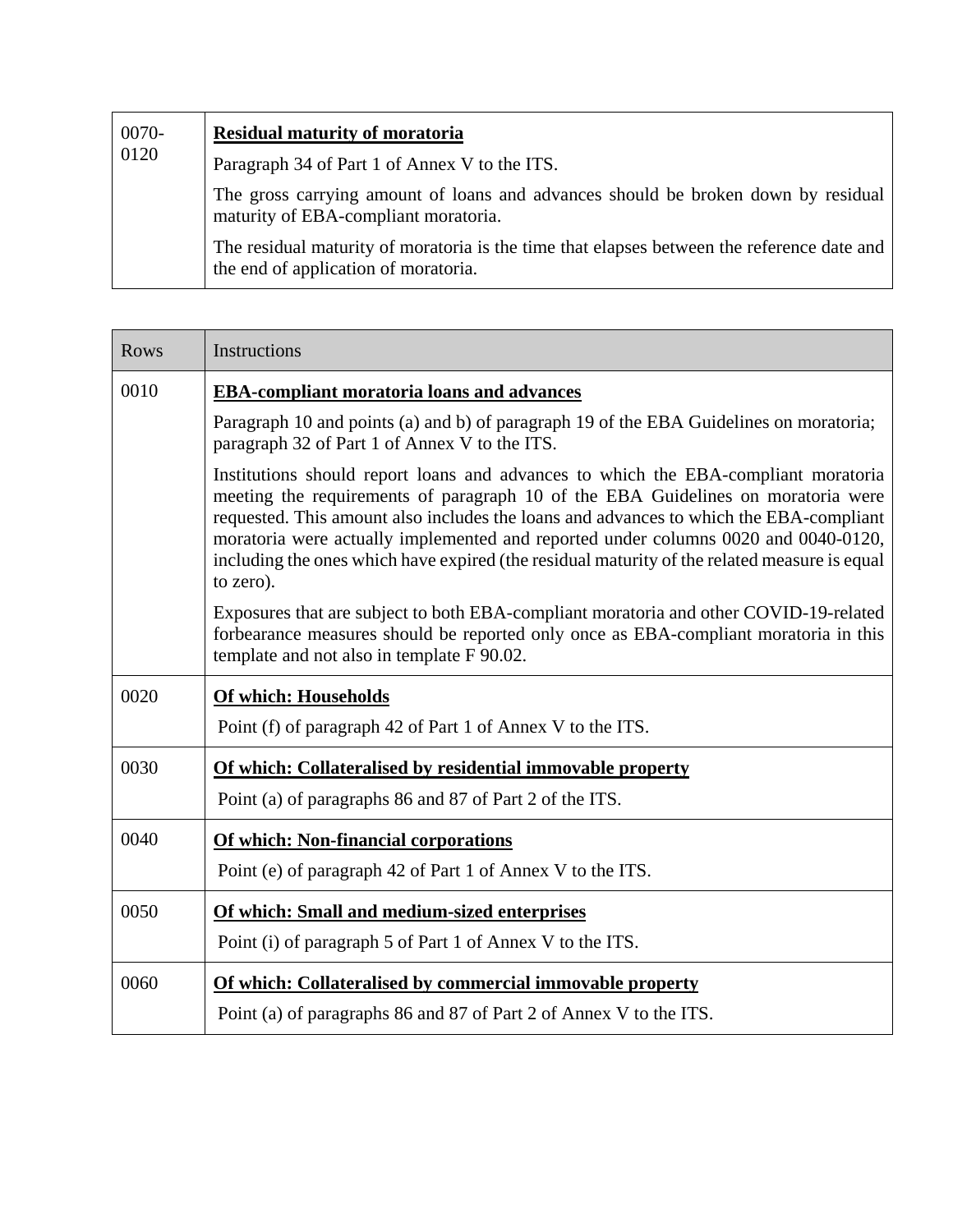| | |
|---|---|
| 0070-0120 | **Residual maturity of moratoria**<br><br>Paragraph 34 of Part 1 of Annex V to the ITS.<br><br>The gross carrying amount of loans and advances should be broken down by residual maturity of EBA-compliant moratoria.<br><br>The residual maturity of moratoria is the time that elapses between the reference date and the end of application of moratoria. |

| Rows | Instructions |
|---|---|
| 0010 | **EBA-compliant moratoria loans and advances**<br><br>Paragraph 10 and points (a) and b) of paragraph 19 of the EBA Guidelines on moratoria; paragraph 32 of Part 1 of Annex V to the ITS.<br><br>Institutions should report loans and advances to which the EBA-compliant moratoria meeting the requirements of paragraph 10 of the EBA Guidelines on moratoria were requested. This amount also includes the loans and advances to which the EBA-compliant moratoria were actually implemented and reported under columns 0020 and 0040-0120, including the ones which have expired (the residual maturity of the related measure is equal to zero).<br><br>Exposures that are subject to both EBA-compliant moratoria and other COVID-19-related forbearance measures should be reported only once as EBA-compliant moratoria in this template and not also in template F 90.02. |
| 0020 | **Of which: Households**<br><br>Point (f) of paragraph 42 of Part 1 of Annex V to the ITS. |
| 0030 | **Of which: Collateralised by residential immovable property**<br><br>Point (a) of paragraphs 86 and 87 of Part 2 of the ITS. |
| 0040 | **Of which: Non-financial corporations**<br><br>Point (e) of paragraph 42 of Part 1 of Annex V to the ITS. |
| 0050 | **Of which: Small and medium-sized enterprises**<br><br>Point (i) of paragraph 5 of Part 1 of Annex V to the ITS. |
| 0060 | **Of which: Collateralised by commercial immovable property**<br><br>Point (a) of paragraphs 86 and 87 of Part 2 of Annex V to the ITS. |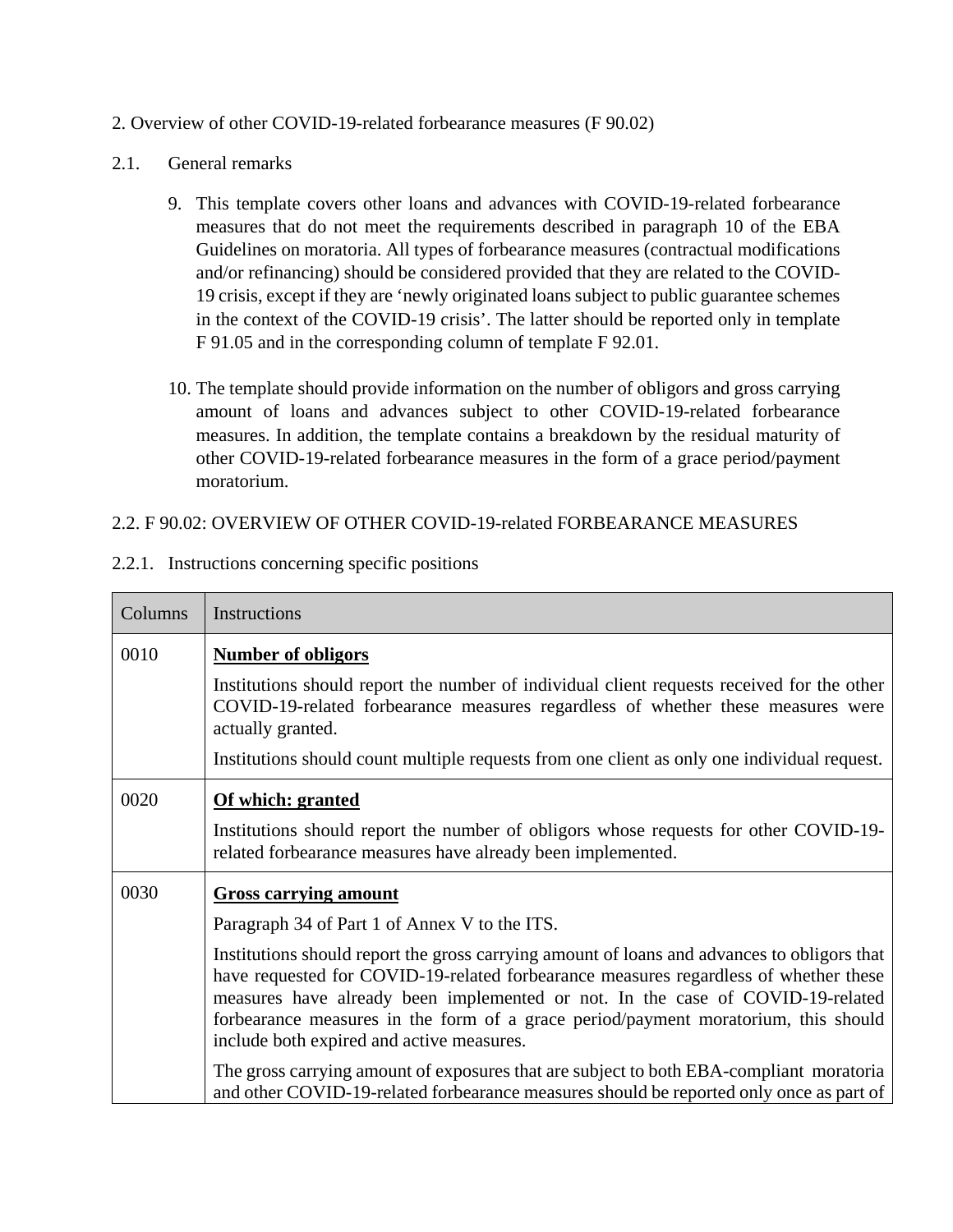2. Overview of other COVID-19-related forbearance measures (F 90.02)

2.1. General remarks

9. This template covers other loans and advances with COVID-19-related forbearance measures that do not meet the requirements described in paragraph 10 of the EBA Guidelines on moratoria. All types of forbearance measures (contractual modifications and/or refinancing) should be considered provided that they are related to the COVID-19 crisis, except if they are 'newly originated loans subject to public guarantee schemes in the context of the COVID-19 crisis'. The latter should be reported only in template F 91.05 and in the corresponding column of template F 92.01.

10. The template should provide information on the number of obligors and gross carrying amount of loans and advances subject to other COVID-19-related forbearance measures. In addition, the template contains a breakdown by the residual maturity of other COVID-19-related forbearance measures in the form of a grace period/payment moratorium.

2.2. F 90.02: OVERVIEW OF OTHER COVID-19-related FORBEARANCE MEASURES

2.2.1. Instructions concerning specific positions

| Columns | Instructions |
|---|---|
| 0010 | **Number of obligors**<br><br>Institutions should report the number of individual client requests received for the other COVID-19-related forbearance measures regardless of whether these measures were actually granted.<br><br>Institutions should count multiple requests from one client as only one individual request. |
| 0020 | **Of which: granted**<br><br>Institutions should report the number of obligors whose requests for other COVID-19-related forbearance measures have already implemented. |
| 0030 | **Gross carrying amount**<br><br>Paragraph 34 of Part 1 of Annex V to the ITS.<br><br>Institutions should report the gross carrying amount of loans and advances to obligors that have requested for COVID-19-related forbearance measures regardless of whether these measures have already been implemented or not. In the case of COVID-19-related forbearance measures in the form of a grace period/payment moratorium, this should include both expired and active measures.<br><br>The gross carrying amount of exposures that are subject to both EBA-compliant moratoria and other COVID-19-related forbearance measures should be reported only once as part of |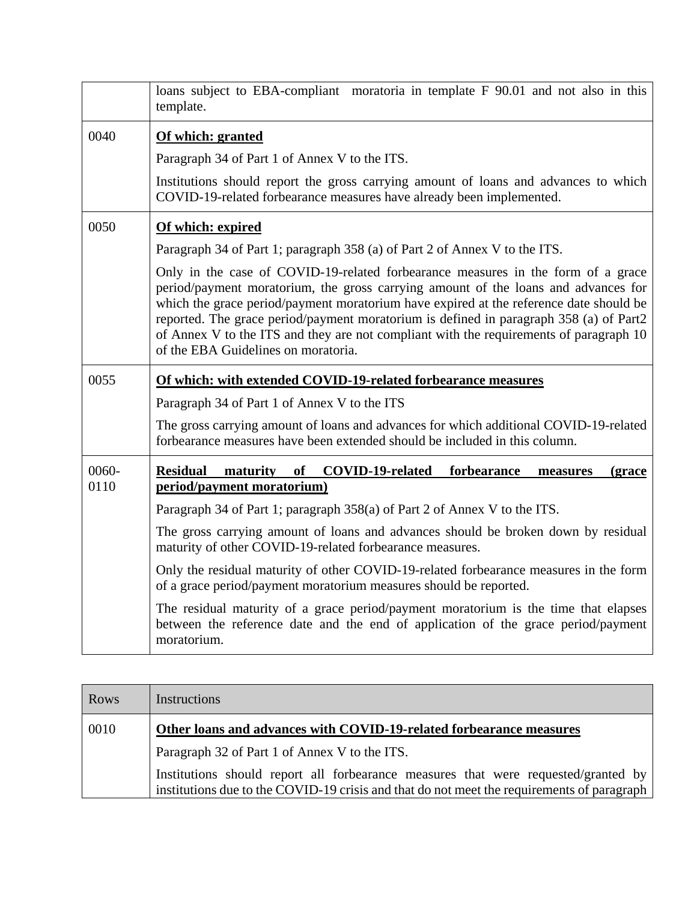| | |
|---|---|
| | loans subject to EBA-compliant moratoria in template F 90.01 and not also in this template. |
| 0040 | **Of which: granted**<br>Paragraph 34 of Part 1 of Annex V to the ITS.<br>Institutions should report the gross carrying amount of loans and advances to which COVID-19-related forbearance measures have already been implemented. |
| 0050 | **Of which: expired**<br>Paragraph 34 of Part 1; paragraph 358 (a) of Part 2 of Annex V to the ITS.<br>Only in the case of COVID-19-related forbearance measures in the form of a grace period/payment moratorium, the gross carrying amount of the loans and advances for which the grace period/payment moratorium have expired at the reference date should be reported. The grace period/payment moratorium is defined in paragraph 358 (a) of Part2 of Annex V to the ITS and they are not compliant with the requirements of paragraph 10 of the EBA Guidelines on moratoria. |
| 0055 | **Of which: with extended COVID-19-related forbearance measures**<br>Paragraph 34 of Part 1 of Annex V to the ITS<br>The gross carrying amount of loans and advances for which additional COVID-19-related forbearance measures have been extended should be included in this column. |
| 0060-0110 | **Residual maturity of COVID-19-related forbearance measures (grace period/payment moratorium)**<br>Paragraph 34 of Part 1; paragraph 358(a) of Part 2 of Annex V to the ITS.<br>The gross carrying amount of loans and advances should be broken down by residual maturity of other COVID-19-related forbearance measures.<br>Only the residual maturity of other COVID-19-related forbearance measures in the form of a grace period/payment moratorium measures should be reported.<br>The residual maturity of a grace period/payment moratorium is the time that elapses between the reference date and the end of application of the grace period/payment moratorium. |

| Rows | Instructions |
|---|---|
| 0010 | **Other loans and advances with COVID-19-related forbearance measures**<br>Paragraph 32 of Part 1 of Annex V to the ITS.<br>Institutions should report all forbearance measures that were requested/granted by institutions due to the COVID-19 crisis and that do not meet the requirements of paragraph |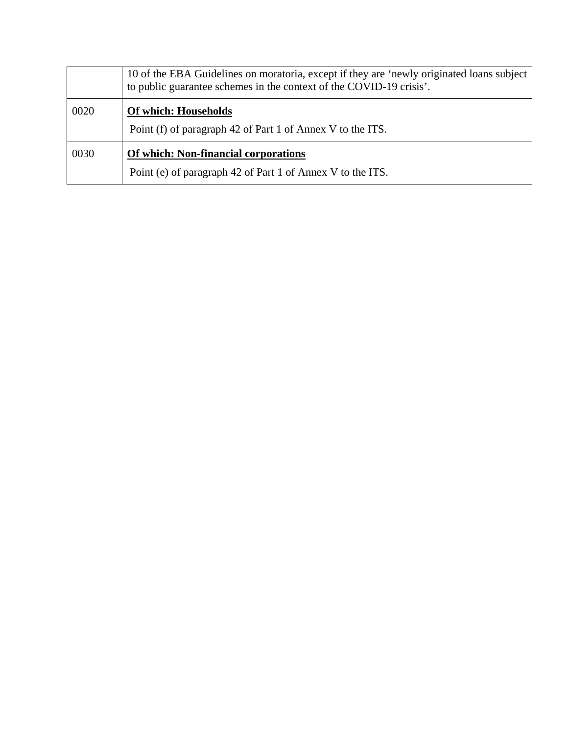| | |
|---|---|
| | 10 of the EBA Guidelines on moratoria, except if they are 'newly originated loans subject to public guarantee schemes in the context of the COVID-19 crisis'. |
| 0020 | **Of which: Households**<br><br>Point (f) of paragraph 42 of Part 1 of Annex V to the ITS. |
| 0030 | **Of which: Non-financial corporations**<br><br>Point (e) of paragraph 42 of Part 1 of Annex V to the ITS. |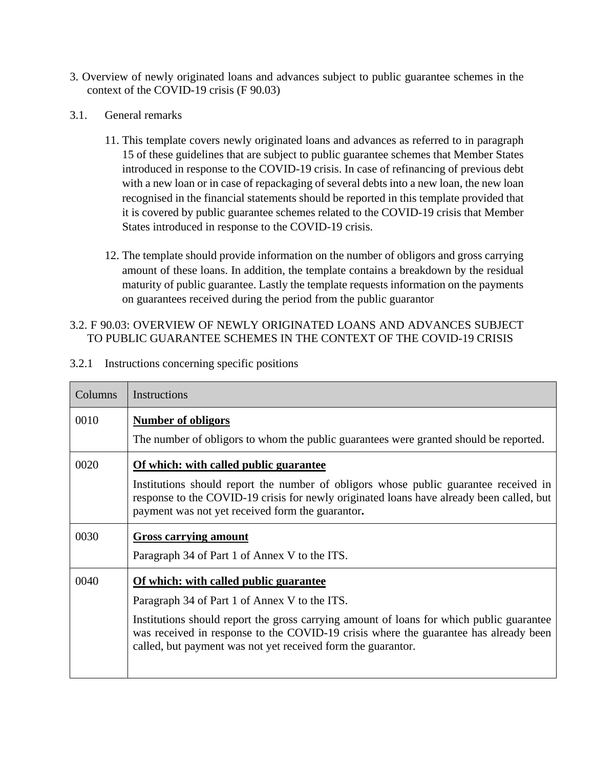3. Overview of newly originated loans and advances subject to public guarantee schemes in the context of the COVID-19 crisis (F 90.03)

3.1. General remarks

11. This template covers newly originated loans and advances as referred to in paragraph 15 of these guidelines that are subject to public guarantee schemes that Member States introduced in response to the COVID-19 crisis. In case of refinancing of previous debt with a new loan or in case of repackaging of several debts into a new loan, the new loan recognised in the financial statements should be reported in this template provided that it is covered by public guarantee schemes related to the COVID-19 crisis that Member States introduced in response to the COVID-19 crisis.

12. The template should provide information on the number of obligors and gross carrying amount of these loans. In addition, the template contains a breakdown by the residual maturity of public guarantee. Lastly the template requests information on the payments on guarantees received during the period from the public guarantor

3.2. F 90.03: OVERVIEW OF NEWLY ORIGINATED LOANS AND ADVANCES SUBJECT TO PUBLIC GUARANTEE SCHEMES IN THE CONTEXT OF THE COVID-19 CRISIS

3.2.1 Instructions concerning specific positions

| Columns | Instructions |
|---|---|
| 0010 | **Number of obligors**<br>The number of obligors to whom the public guarantees were granted should be reported. |
| 0020 | **Of which: with called public guarantee**<br>Institutions should report the number of obligors whose public guarantee received in response to the COVID-19 crisis for newly originated loans have already been called, but payment was not yet received form the guarantor**.** |
| 0030 | **Gross carrying amount**<br>Paragraph 34 of Part 1 of Annex V to the ITS. |
| 0040 | **Of which: with called public guarantee**<br>Paragraph 34 of Part 1 of Annex V to the ITS.<br>Institutions should report the gross carrying amount of loans for which public guarantee was received in response to the COVID-19 crisis where the guarantee has already been called, but payment was not yet received form the guarantor. |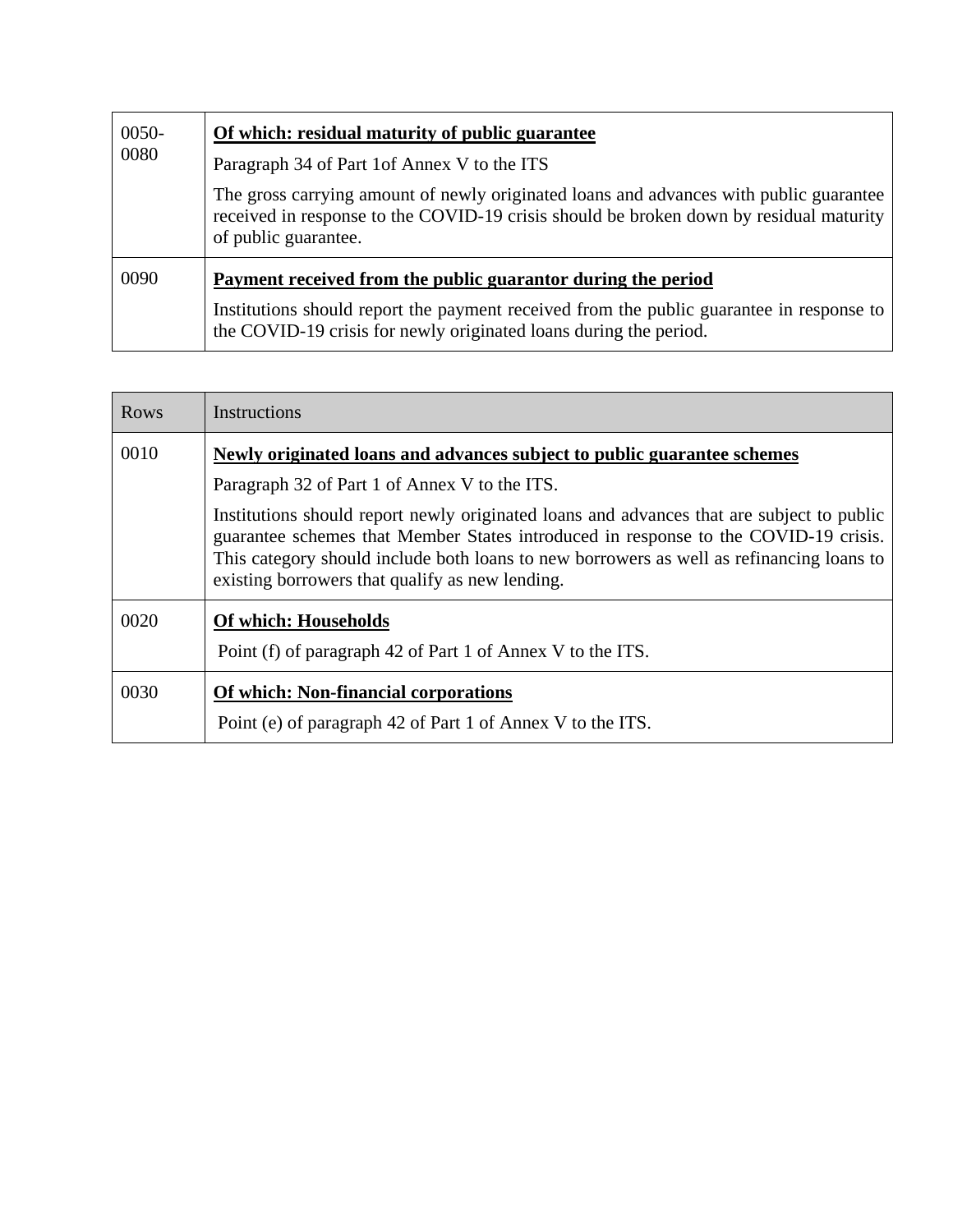| | |
|---|---|
| 0050-0080 | **Of which: residual maturity of public guarantee**<br><br>Paragraph 34 of Part 1of Annex V to the ITS<br><br>The gross carrying amount of newly originated loans and advances with public guarantee received in response to the COVID-19 crisis should be broken down by residual maturity of public guarantee. |
| 0090 | **Payment received from the public guarantor during the period**<br><br>Institutions should report the payment received from the public guarantee in response to the COVID-19 crisis for newly originated loans during the period. |

| Rows | Instructions |
|---|---|
| 0010 | **Newly originated loans and advances subject to public guarantee schemes**<br><br>Paragraph 32 of Part 1 of Annex V to the ITS.<br><br>Institutions should report newly originated loans and advances that are subject to public guarantee schemes that Member States introduced in response to the COVID-19 crisis. This category should include both loans to new borrowers as well as refinancing loans to existing borrowers that qualify as new lending. |
| 0020 | **Of which: Households**<br><br>Point (f) of paragraph 42 of Part 1 of Annex V to the ITS. |
| 0030 | **Of which: Non-financial corporations**<br><br>Point (e) of paragraph 42 of Part 1 of Annex V to the ITS. |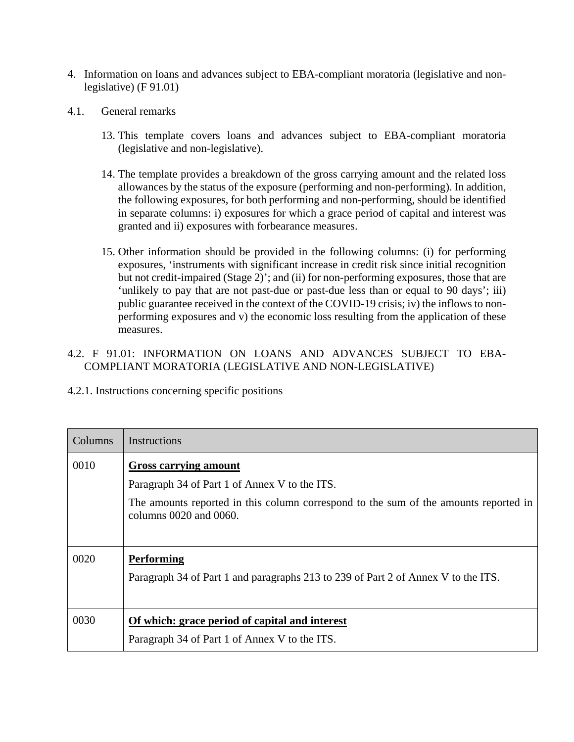4. Information on loans and advances subject to EBA-compliant moratoria (legislative and non-legislative) (F 91.01)

4.1. General remarks

13. This template covers loans and advances subject to EBA-compliant moratoria (legislative and non-legislative).

14. The template provides a breakdown of the gross carrying amount and the related loss allowances by the status of the exposure (performing and non-performing). In addition, the following exposures, for both performing and non-performing, should be identified in separate columns: i) exposures for which a grace period of capital and interest was granted and ii) exposures with forbearance measures.

15. Other information should be provided in the following columns: (i) for performing exposures, 'instruments with significant increase in credit risk since initial recognition but not credit-impaired (Stage 2)'; and (ii) for non-performing exposures, those that are 'unlikely to pay that are not past-due or past-due less than or equal to 90 days'; iii) public guarantee received in the context of the COVID-19 crisis; iv) the inflows to non-performing exposures and v) the economic loss resulting from the application of these measures.

4.2. F 91.01: INFORMATION ON LOANS AND ADVANCES SUBJECT TO EBA-COMPLIANT MORATORIA (LEGISLATIVE AND NON-LEGISLATIVE)

4.2.1. Instructions concerning specific positions

| Columns | Instructions |
|---|---|
| 0010 | **Gross carrying amount**<br>Paragraph 34 of Part 1 of Annex V to the ITS.<br>The amounts reported in this column correspond to the sum of the amounts reported in columns 0020 and 0060. |
| 0020 | **Performing**<br>Paragraph 34 of Part 1 and paragraphs 213 to 239 of Part 2 of Annex V to the ITS. |
| 0030 | **Of which: grace period of capital and interest**<br>Paragraph 34 of Part 1 of Annex V to the ITS. |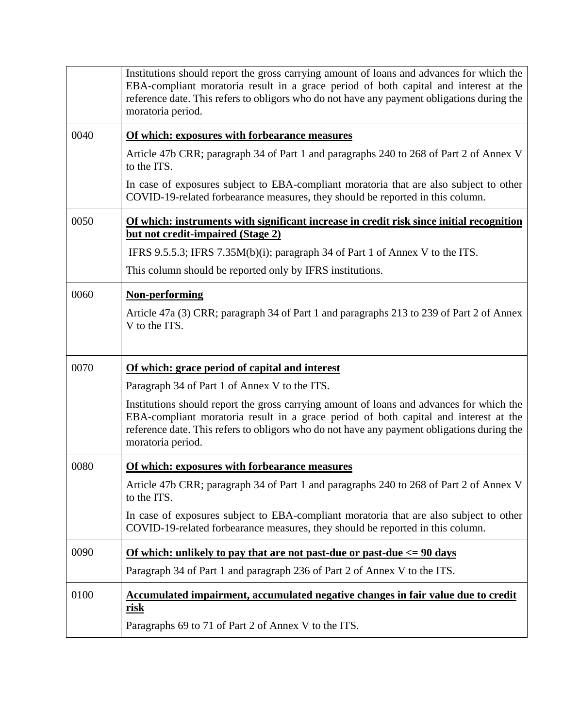| | |
|---|---|
| | Institutions should report the gross carrying amount of loans and advances for which the EBA-compliant moratoria result in a grace period of both capital and interest at the reference date. This refers to obligors who do not have any payment obligations during the moratoria period. |
| 0040 | **Of which: exposures with forbearance measures**<br><br>Article 47b CRR; paragraph 34 of Part 1 and paragraphs 240 to 268 of Part 2 of Annex V to the ITS.<br><br>In case of exposures subject to EBA-compliant moratoria that are also subject to other COVID-19-related forbearance measures, they should be reported in this column. |
| 0050 | **Of which: instruments with significant increase in credit risk since initial recognition but not credit-impaired (Stage 2)**<br><br>IFRS 9.5.5.3; IFRS 7.35M(b)(i); paragraph 34 of Part 1 of Annex V to the ITS.<br><br>This column should be reported only by IFRS institutions. |
| 0060 | **Non-performing**<br><br>Article 47a (3) CRR; paragraph 34 of Part 1 and paragraphs 213 to 239 of Part 2 of Annex V to the ITS. |
| 0070 | **Of which: grace period of capital and interest**<br><br>Paragraph 34 of Part 1 of Annex V to the ITS.<br><br>Institutions should report the gross carrying amount of loans and advances for which the EBA-compliant moratoria result in a grace period of both capital and interest at the reference date. This refers to obligors who do not have any payment obligations during the moratoria period. |
| 0080 | **Of which: exposures with forbearance measures**<br><br>Article 47b CRR; paragraph 34 of Part 1 and paragraphs 240 to 268 of Part 2 of Annex V to the ITS.<br><br>In case of exposures subject to EBA-compliant moratoria that are also subject to other COVID-19-related forbearance measures, they should be reported in this column. |
| 0090 | **Of which: unlikely to pay that are not past-due or past-due <= 90 days**<br><br>Paragraph 34 of Part 1 and paragraph 236 of Part 2 of Annex V to the ITS. |
| 0100 | **Accumulated impairment, accumulated negative changes in fair value due to credit risk**<br><br>Paragraphs 69 to 71 of Part 2 of Annex V to the ITS. |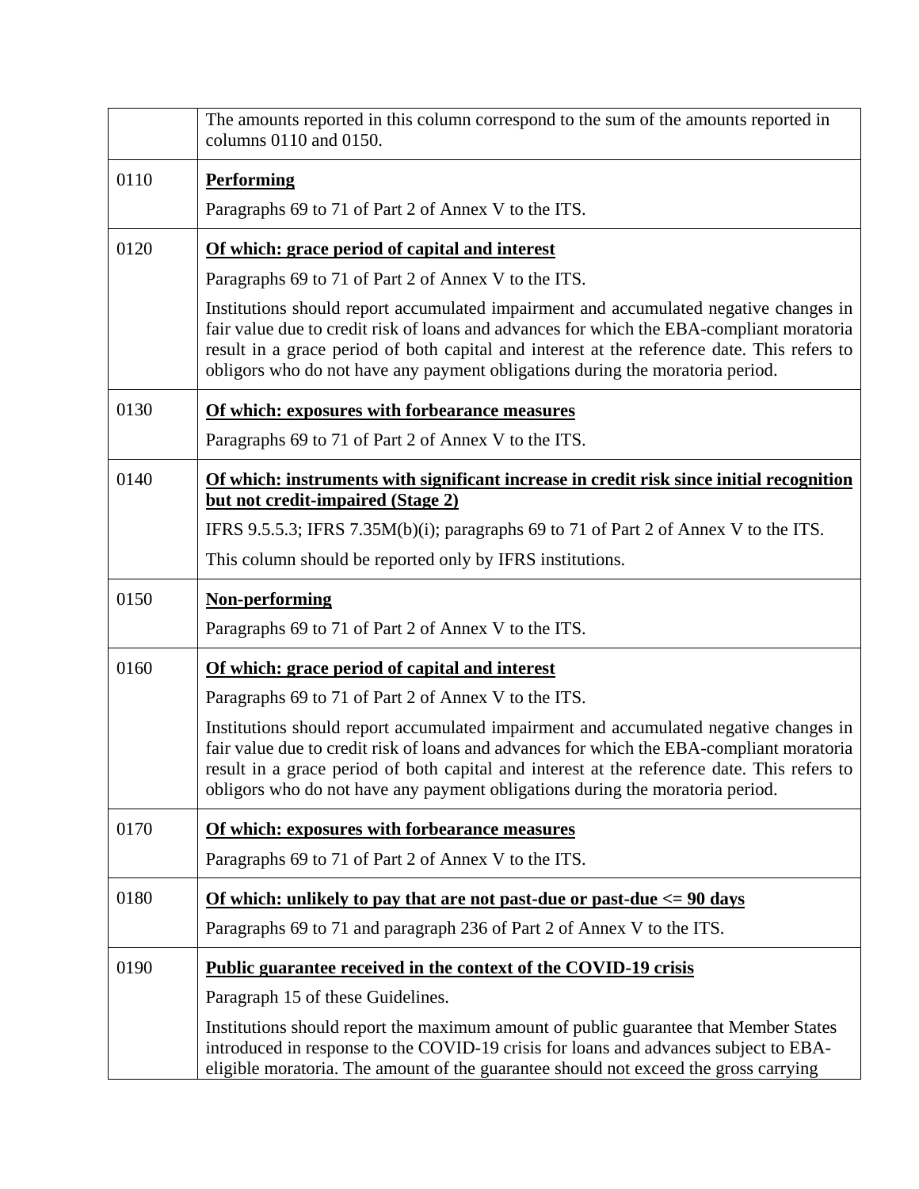| | |
|---|---|
| | The amounts reported in this column correspond to the sum of the amounts reported in columns 0110 and 0150. |
| 0110 | **Performing**<br><br>Paragraphs 69 to 71 of Part 2 of Annex V to the ITS. |
| 0120 | **Of which: grace period of capital and interest**<br><br>Paragraphs 69 to 71 of Part 2 of Annex V to the ITS.<br><br>Institutions should report accumulated impairment and accumulated negative changes in fair value due to credit risk of loans and advances for which the EBA-compliant moratoria result in a grace period of both capital and interest at the reference date. This refers to obligors who do not have any payment obligations during the moratoria period. |
| 0130 | **Of which: exposures with forbearance measures**<br><br>Paragraphs 69 to 71 of Part 2 of Annex V to the ITS. |
| 0140 | **Of which: instruments with significant increase in credit risk since initial recognition but not credit-impaired (Stage 2)**<br><br>IFRS 9.5.5.3; IFRS 7.35M(b)(i); paragraphs 69 to 71 of Part 2 of Annex V to the ITS.<br><br>This column should be reported only by IFRS institutions. |
| 0150 | **Non-performing**<br><br>Paragraphs 69 to 71 of Part 2 of Annex V to the ITS. |
| 0160 | **Of which: grace period of capital and interest**<br><br>Paragraphs 69 to 71 of Part 2 of Annex V to the ITS.<br><br>Institutions should report accumulated impairment and accumulated negative changes in fair value due to credit risk of loans and advances for which the EBA-compliant moratoria result in a grace period of both capital and interest at the reference date. This refers to obligors who do not have any payment obligations during the moratoria period. |
| 0170 | **Of which: exposures with forbearance measures**<br><br>Paragraphs 69 to 71 of Part 2 of Annex V to the ITS. |
| 0180 | **Of which: unlikely to pay that are not past-due or past-due <= 90 days**<br><br>Paragraphs 69 to 71 and paragraph 236 of Part 2 of Annex V to the ITS. |
| 0190 | **Public guarantee received in the context of the COVID-19 crisis**<br><br>Paragraph 15 of these Guidelines.<br><br>Institutions should report the maximum amount of public guarantee that Member States introduced in response to the COVID-19 crisis for loans and advances subject to EBA-eligible moratoria. The amount of the guarantee should not exceed the gross carrying |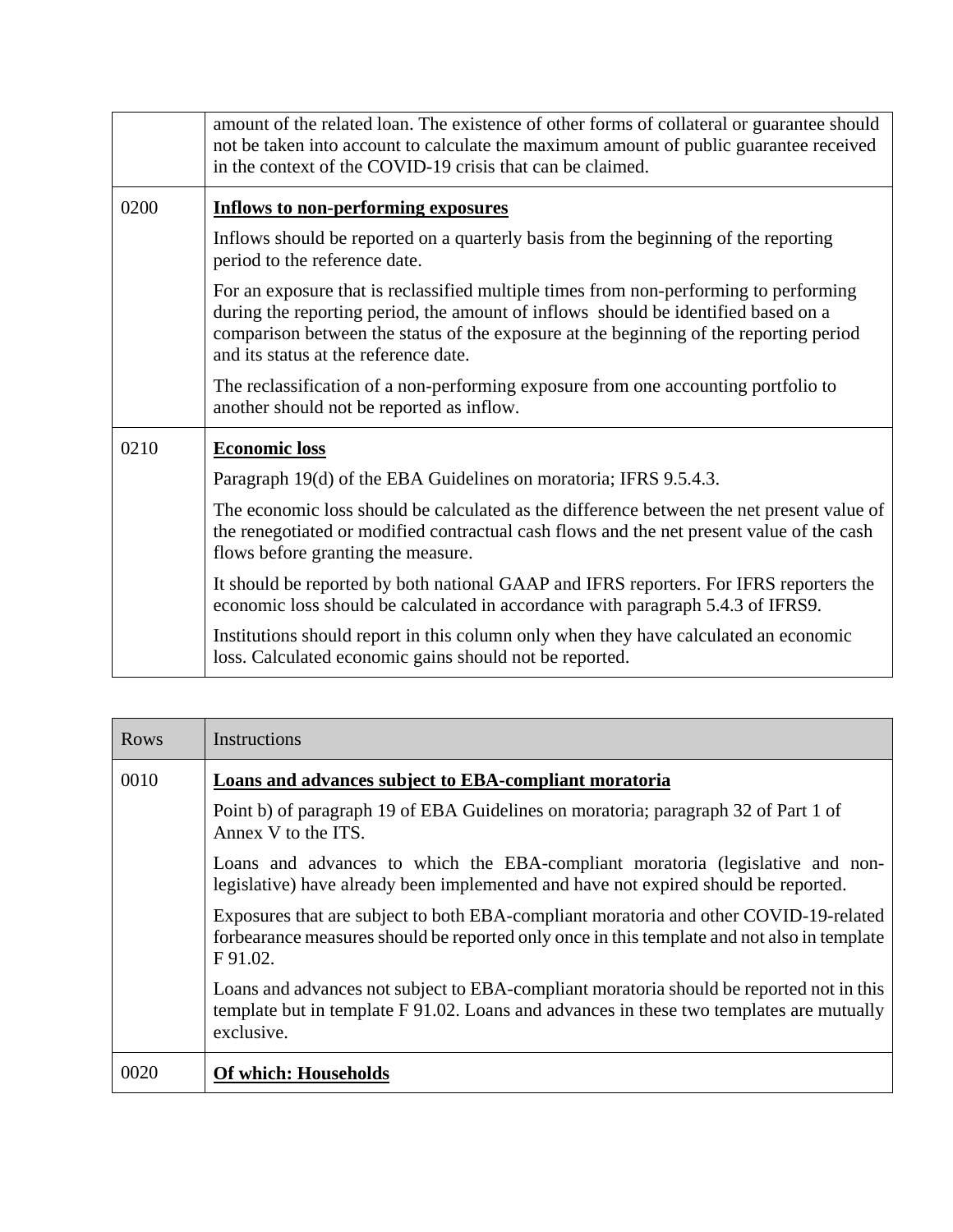| | |
|---|---|
| | amount of the related loan. The existence of other forms of collateral or guarantee should not be taken into account to calculate the maximum amount of public guarantee received in the context of the COVID-19 crisis that can be claimed. |
| 0200 | **Inflows to non-performing exposures**<br><br>Inflows should be reported on a quarterly basis from the beginning of the reporting period to the reference date.<br><br>For an exposure that is reclassified multiple times from non-performing to performing during the reporting period, the amount of inflows should be identified based on a comparison between the status of the exposure at the beginning of the reporting period and its status at the reference date.<br><br>The reclassification of a non-performing exposure from one accounting portfolio to another should not be reported as inflow. |
| 0210 | **Economic loss**<br><br>Paragraph 19(d) of the EBA Guidelines on moratoria; IFRS 9.5.4.3.<br><br>The economic loss should be calculated as the difference between the net present value of the renegotiated or modified contractual cash flows and the net present value of the cash flows before granting the measure.<br><br>It should be reported by both national GAAP and IFRS reporters. For IFRS reporters the economic loss should be calculated in accordance with paragraph 5.4.3 of IFRS9.<br><br>Institutions should report in this column only when they have calculated an economic loss. Calculated economic gains should not be reported. |

| Rows | Instructions |
|---|---|
| 0010 | **Loans and advances subject to EBA-compliant moratoria**<br><br>Point b) of paragraph 19 of EBA Guidelines on moratoria; paragraph 32 of Part 1 of Annex V to the ITS.<br><br>Loans and advances to which the EBA-compliant moratoria (legislative and non-legislative) have already been implemented and have not expired should be reported.<br><br>Exposures that are subject to both EBA-compliant moratoria and other COVID-19-related forbearance measures should be reported only once in this template and not also in template F 91.02.<br><br>Loans and advances not subject to EBA-compliant moratoria should be reported not in this template but in template F 91.02. Loans and advances in these two templates are mutually exclusive. |
| 0020 | **Of which: Households** |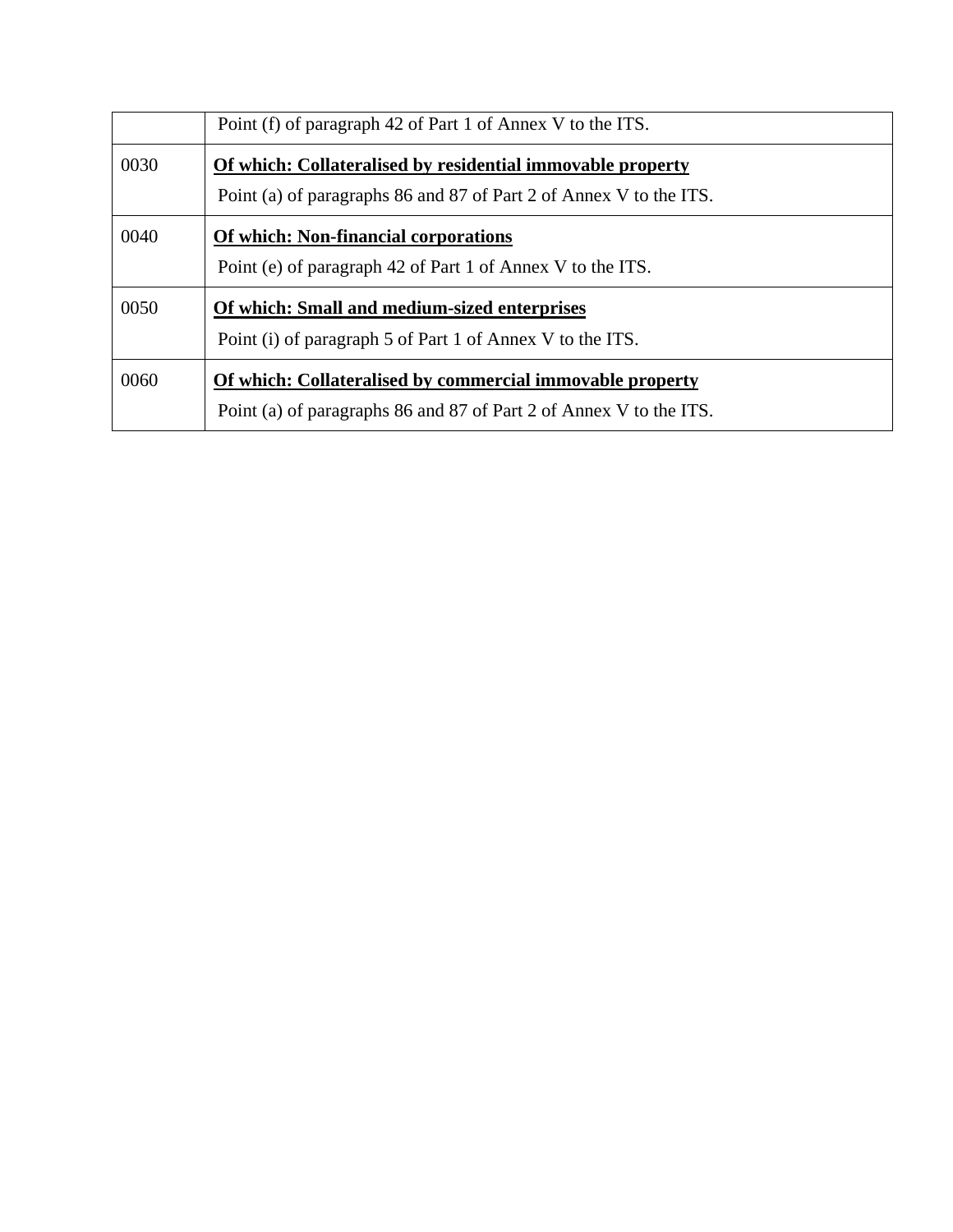| | |
|---|---|
| | Point (f) of paragraph 42 of Part 1 of Annex V to the ITS. |
| 0030 | **Of which: Collateralised by residential immovable property**<br>Point (a) of paragraphs 86 and 87 of Part 2 of Annex V to the ITS. |
| 0040 | **Of which: Non-financial corporations**<br>Point (e) of paragraph 42 of Part 1 of Annex V to the ITS. |
| 0050 | **Of which: Small and medium-sized enterprises**<br>Point (i) of paragraph 5 of Part 1 of Annex V to the ITS. |
| 0060 | **Of which: Collateralised by commercial immovable property**<br>Point (a) of paragraphs 86 and 87 of Part 2 of Annex V to the ITS. |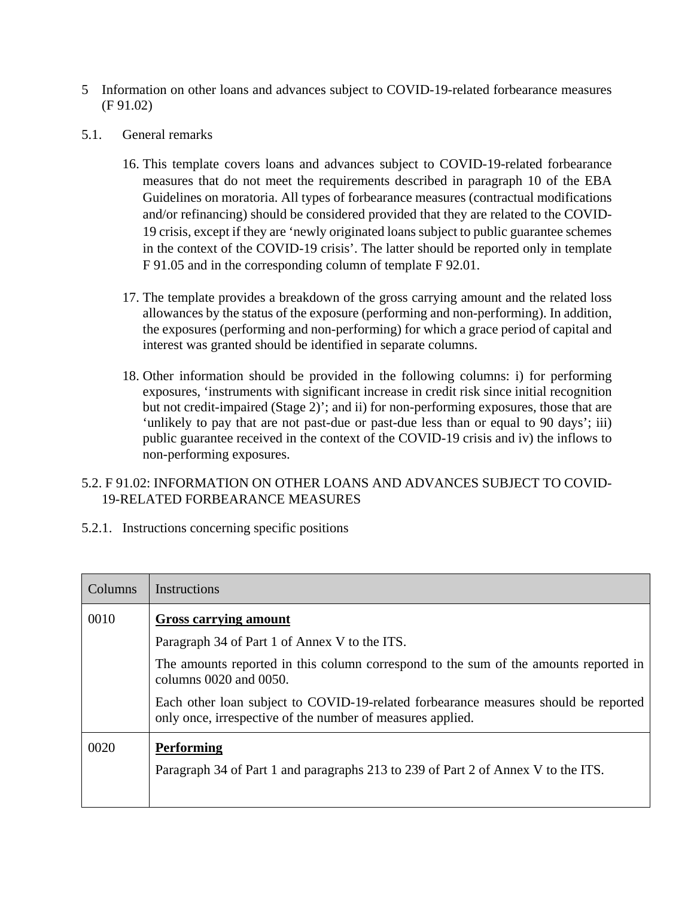# 5 Information on other loans and advances subject to COVID-19-related forbearance measures (F 91.02)

## 5.1. General remarks

16. This template covers loans and advances subject to COVID-19-related forbearance measures that do not meet the requirements described in paragraph 10 of the EBA Guidelines on moratoria. All types of forbearance measures (contractual modifications and/or refinancing) should be considered provided that they are related to the COVID-19 crisis, except if they are 'newly originated loans subject to public guarantee schemes in the context of the COVID-19 crisis'. The latter should be reported only in template F 91.05 and in the corresponding column of template F 92.01.

17. The template provides a breakdown of the gross carrying amount and the related loss allowances by the status of the exposure (performing and non-performing). In addition, the exposures (performing and non-performing) for which a grace period of capital and interest was granted should be identified in separate columns.

18. Other information should be provided in the following columns: i) for performing exposures, 'instruments with significant increase in credit risk since initial recognition but not credit-impaired (Stage 2)'; and ii) for non-performing exposures, those that are 'unlikely to pay that are not past-due or past-due less than or equal to 90 days'; iii) public guarantee received in the context of the COVID-19 crisis and iv) the inflows to non-performing exposures.

## 5.2. F 91.02: INFORMATION ON OTHER LOANS AND ADVANCES SUBJECT TO COVID-19-RELATED FORBEARANCE MEASURES

### 5.2.1. Instructions concerning specific positions

| Columns | Instructions |
|---|---|
| 0010 | **Gross carrying amount**<br><br>Paragraph 34 of Part 1 of Annex V to the ITS.<br><br>The amounts reported in this column correspond to the sum of the amounts reported in columns 0020 and 0050.<br><br>Each other loan subject to COVID-19-related forbearance measures should be reported only once, irrespective of the number of measures applied. |
| 0020 | **Performing**<br><br>Paragraph 34 of Part 1 and paragraphs 213 to 239 of Part 2 of Annex V to the ITS. |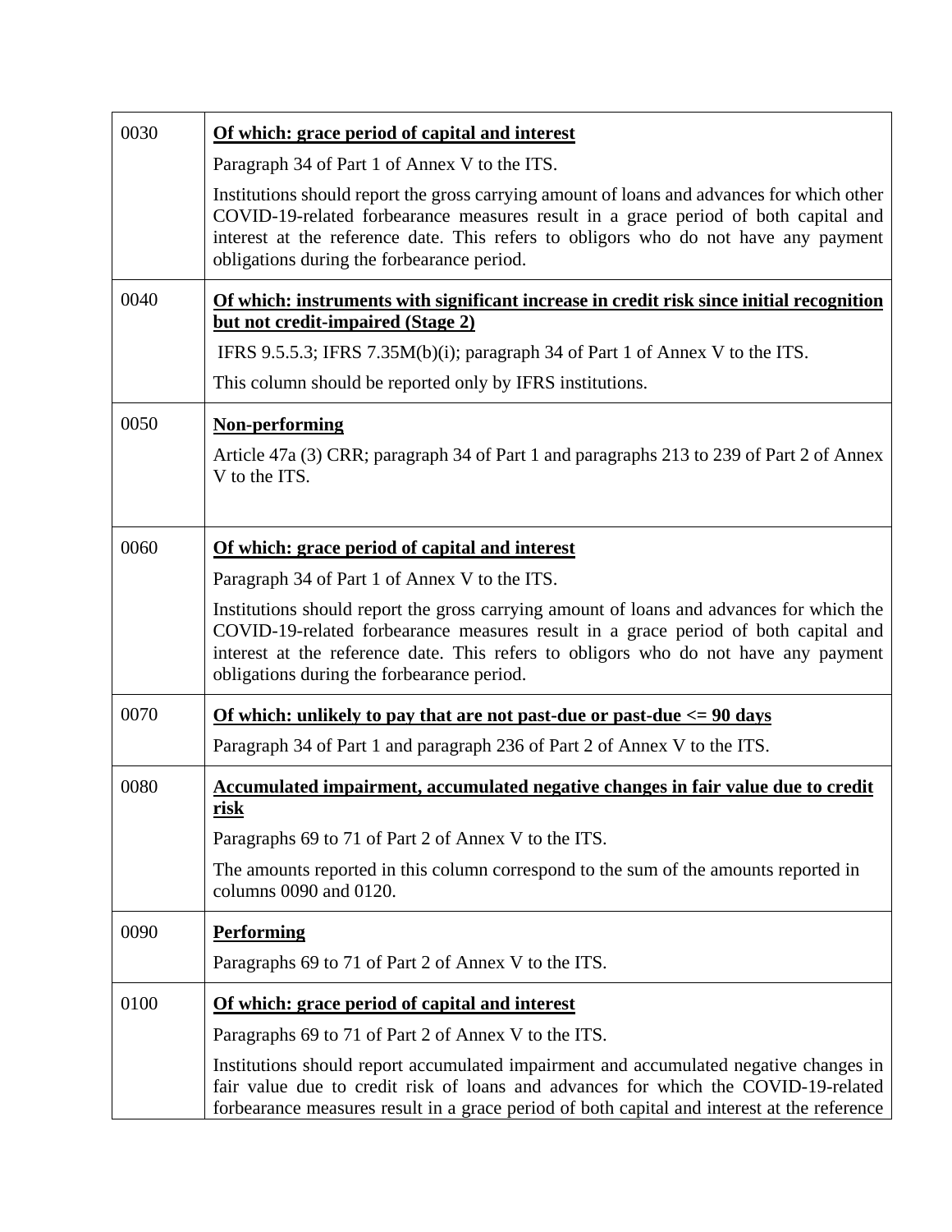| | |
|---|---|
| 0030 | **Of which: grace period of capital and interest**<br><br>Paragraph 34 of Part 1 of Annex V to the ITS.<br><br>Institutions should report the gross carrying amount of loans and advances for which other COVID-19-related forbearance measures result in a grace period of both capital and interest at the reference date. This refers to obligors who do not have any payment obligations during the forbearance period. |
| 0040 | **Of which: instruments with significant increase in credit risk since initial recognition but not credit-impaired (Stage 2)**<br><br>IFRS 9.5.5.3; IFRS 7.35M(b)(i); paragraph 34 of Part 1 of Annex V to the ITS.<br><br>This column should be reported only by IFRS institutions. |
| 0050 | **Non-performing**<br><br>Article 47a (3) CRR; paragraph 34 of Part 1 and paragraphs 213 to 239 of Part 2 of Annex V to the ITS. |
| 0060 | **Of which: grace period of capital and interest**<br><br>Paragraph 34 of Part 1 of Annex V to the ITS.<br><br>Institutions should report the gross carrying amount of loans and advances for which the COVID-19-related forbearance measures result in a grace period of both capital and interest at the reference date. This refers to obligors who do not have any payment obligations during the forbearance period. |
| 0070 | **Of which: unlikely to pay that are not past-due or past-due <= 90 days**<br><br>Paragraph 34 of Part 1 and paragraph 236 of Part 2 of Annex V to the ITS. |
| 0080 | **Accumulated impairment, accumulated negative changes in fair value due to credit risk**<br><br>Paragraphs 69 to 71 of Part 2 of Annex V to the ITS.<br><br>The amounts reported in this column correspond to the sum of the amounts reported in columns 0090 and 0120. |
| 0090 | **Performing**<br><br>Paragraphs 69 to 71 of Part 2 of Annex V to the ITS. |
| 0100 | **Of which: grace period of capital and interest**<br><br>Paragraphs 69 to 71 of Part 2 of Annex V to the ITS.<br><br>Institutions should report accumulated impairment and accumulated negative changes in fair value due to credit risk of loans and advances for which the COVID-19-related forbearance measures result in a grace period of both capital and interest at the reference |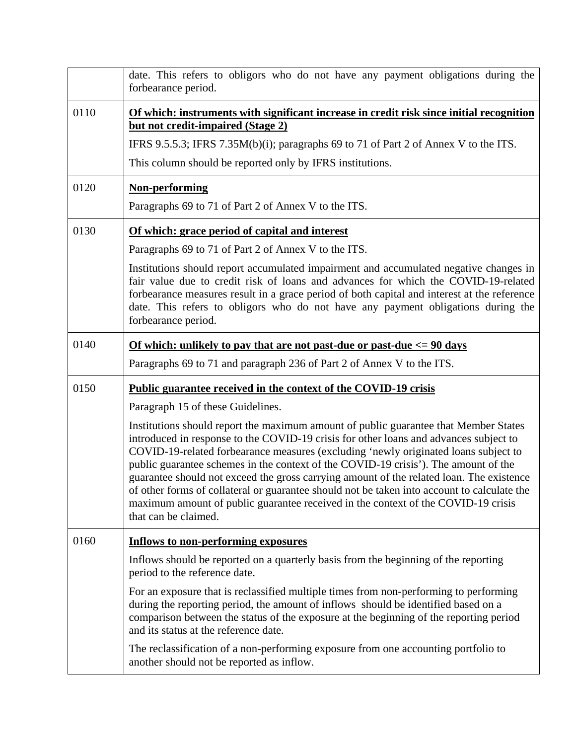| | |
|---|---|
| | date. This refers to obligors who do not have any payment obligations during the forbearance period. |
| 0110 | **Of which: instruments with significant increase in credit risk since initial recognition but not credit-impaired (Stage 2)**<br><br>IFRS 9.5.5.3; IFRS 7.35M(b)(i); paragraphs 69 to 71 of Part 2 of Annex V to the ITS.<br><br>This column should be reported only by IFRS institutions. |
| 0120 | **Non-performing**<br><br>Paragraphs 69 to 71 of Part 2 of Annex V to the ITS. |
| 0130 | **Of which: grace period of capital and interest**<br><br>Paragraphs 69 to 71 of Part 2 of Annex V to the ITS.<br><br>Institutions should report accumulated impairment and accumulated negative changes in fair value due to credit risk of loans and advances for which the COVID-19-related forbearance measures result in a grace period of both capital and interest at the reference date. This refers to obligors who do not have any payment obligations during the forbearance period. |
| 0140 | **Of which: unlikely to pay that are not past-due or past-due <= 90 days**<br><br>Paragraphs 69 to 71 and paragraph 236 of Part 2 of Annex V to the ITS. |
| 0150 | **Public guarantee received in the context of the COVID-19 crisis**<br><br>Paragraph 15 of these Guidelines.<br><br>Institutions should report the maximum amount of public guarantee that Member States introduced in response to the COVID-19 crisis for other loans and advances subject to COVID-19-related forbearance measures (excluding 'newly originated loans subject to public guarantee schemes in the context of the COVID-19 crisis'). The amount of the guarantee should not exceed the gross carrying amount of the related loan. The existence of other forms of collateral or guarantee should not be taken into account to calculate the maximum amount of public guarantee received in the context of the COVID-19 crisis that can be claimed. |
| 0160 | **Inflows to non-performing exposures**<br><br>Inflows should be reported on a quarterly basis from the beginning of the reporting period to the reference date.<br><br>For an exposure that is reclassified multiple times from non-performing to performing during the reporting period, the amount of inflows should be identified based on a comparison between the status of the exposure at the beginning of the reporting period and its status at the reference date.<br><br>The reclassification of a non-performing exposure from one accounting portfolio to another should not be reported as inflow. |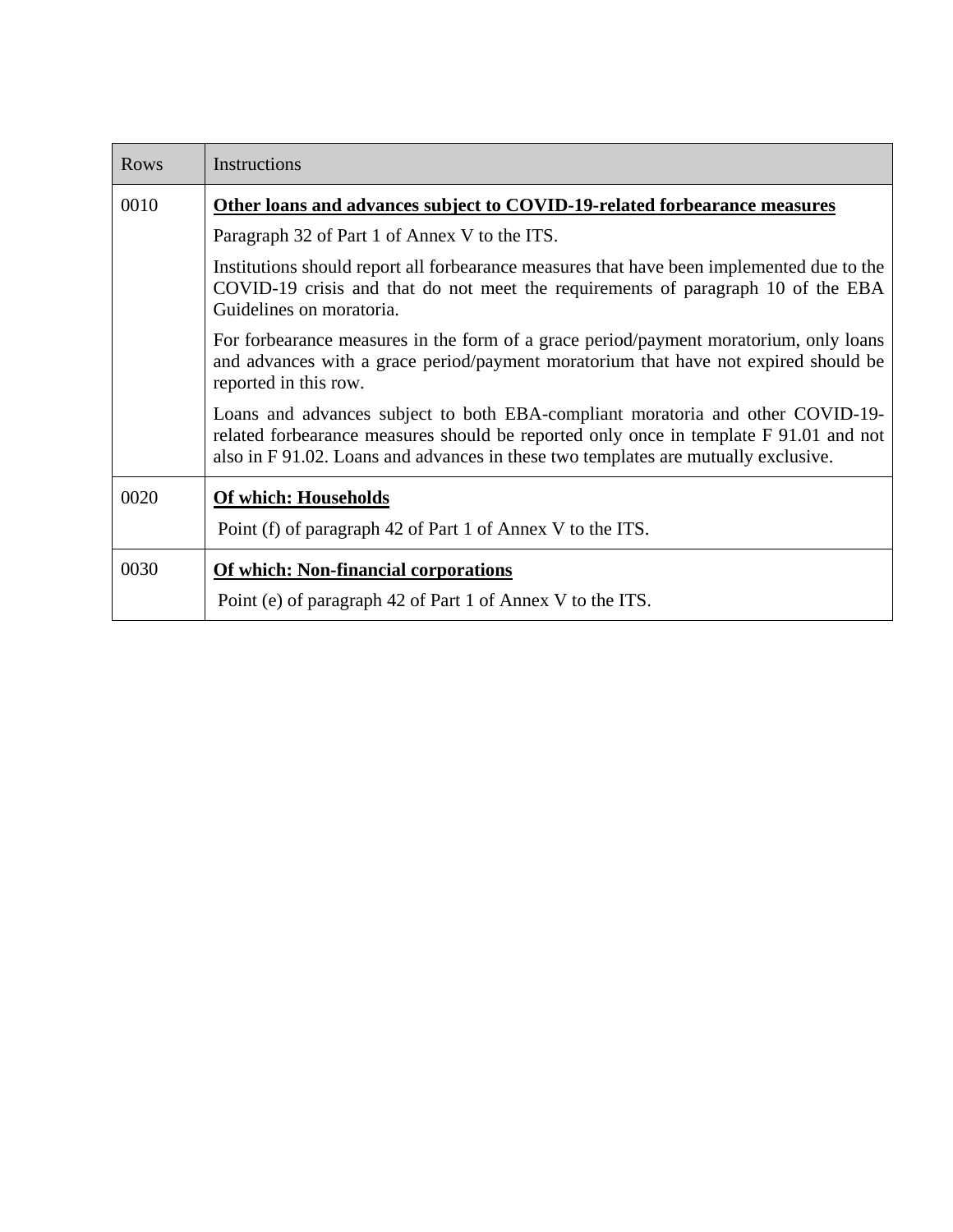| Rows | Instructions |
| --- | --- |
| 0010 | **Other loans and advances subject to COVID-19-related forbearance measures**<br><br>Paragraph 32 of Part 1 of Annex V to the ITS.<br><br>Institutions should report all forbearance measures that have been implemented due to the COVID-19 crisis and that do not meet the requirements of paragraph 10 of the EBA Guidelines on moratoria.<br><br>For forbearance measures in the form of a grace period/payment moratorium, only loans and advances with a grace period/payment moratorium that have not expired should be reported in this row.<br><br>Loans and advances subject to both EBA-compliant moratoria and other COVID-19-related forbearance measures should be reported only once in template F 91.01 and not also in F 91.02. Loans and advances in these two templates are mutually exclusive. |
| 0020 | **Of which: Households**<br><br>Point (f) of paragraph 42 of Part 1 of Annex V to the ITS. |
| 0030 | **Of which: Non-financial corporations**<br><br>Point (e) of paragraph 42 of Part 1 of Annex V to the ITS. |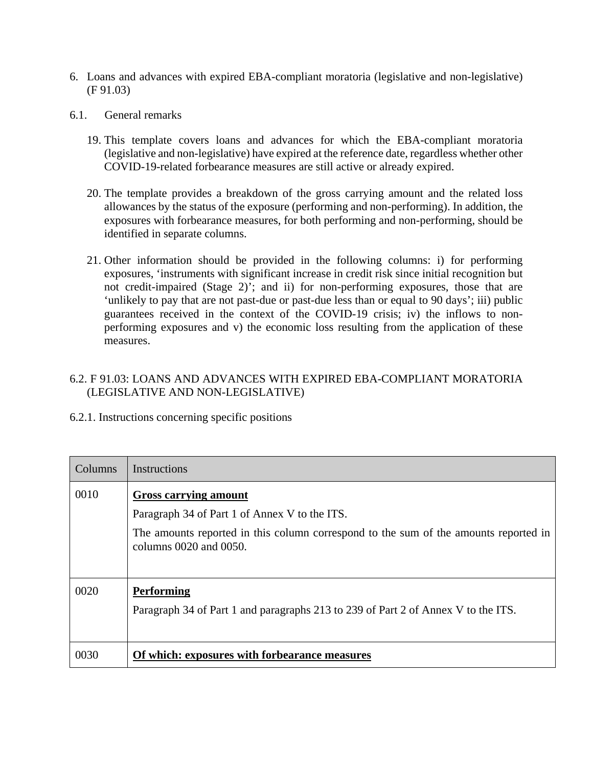6. Loans and advances with expired EBA-compliant moratoria (legislative and non-legislative) (F 91.03)

6.1. General remarks

19. This template covers loans and advances for which the EBA-compliant moratoria (legislative and non-legislative) have expired at the reference date, regardless whether other COVID-19-related forbearance measures are still active or already expired.

20. The template provides a breakdown of the gross carrying amount and the related loss allowances by the status of the exposure (performing and non-performing). In addition, the exposures with forbearance measures, for both performing and non-performing, should be identified in separate columns.

21. Other information should be provided in the following columns: i) for performing exposures, 'instruments with significant increase in credit risk since initial recognition but not credit-impaired (Stage 2)'; and ii) for non-performing exposures, those that are 'unlikely to pay that are not past-due or past-due less than or equal to 90 days'; iii) public guarantees received in the context of the COVID-19 crisis; iv) the inflows to non-performing exposures and v) the economic loss resulting from the application of these measures.

6.2. F 91.03: LOANS AND ADVANCES WITH EXPIRED EBA-COMPLIANT MORATORIA (LEGISLATIVE AND NON-LEGISLATIVE)

6.2.1. Instructions concerning specific positions

| Columns | Instructions |
|---|---|
| 0010 | **Gross carrying amount**<br>Paragraph 34 of Part 1 of Annex V to the ITS.<br>The amounts reported in this column correspond to the sum of the amounts reported in columns 0020 and 0050. |
| 0020 | **Performing**<br>Paragraph 34 of Part 1 and paragraphs 213 to 239 of Part 2 of Annex V to the ITS. |
| 0030 | **Of which: exposures with forbearance measures** |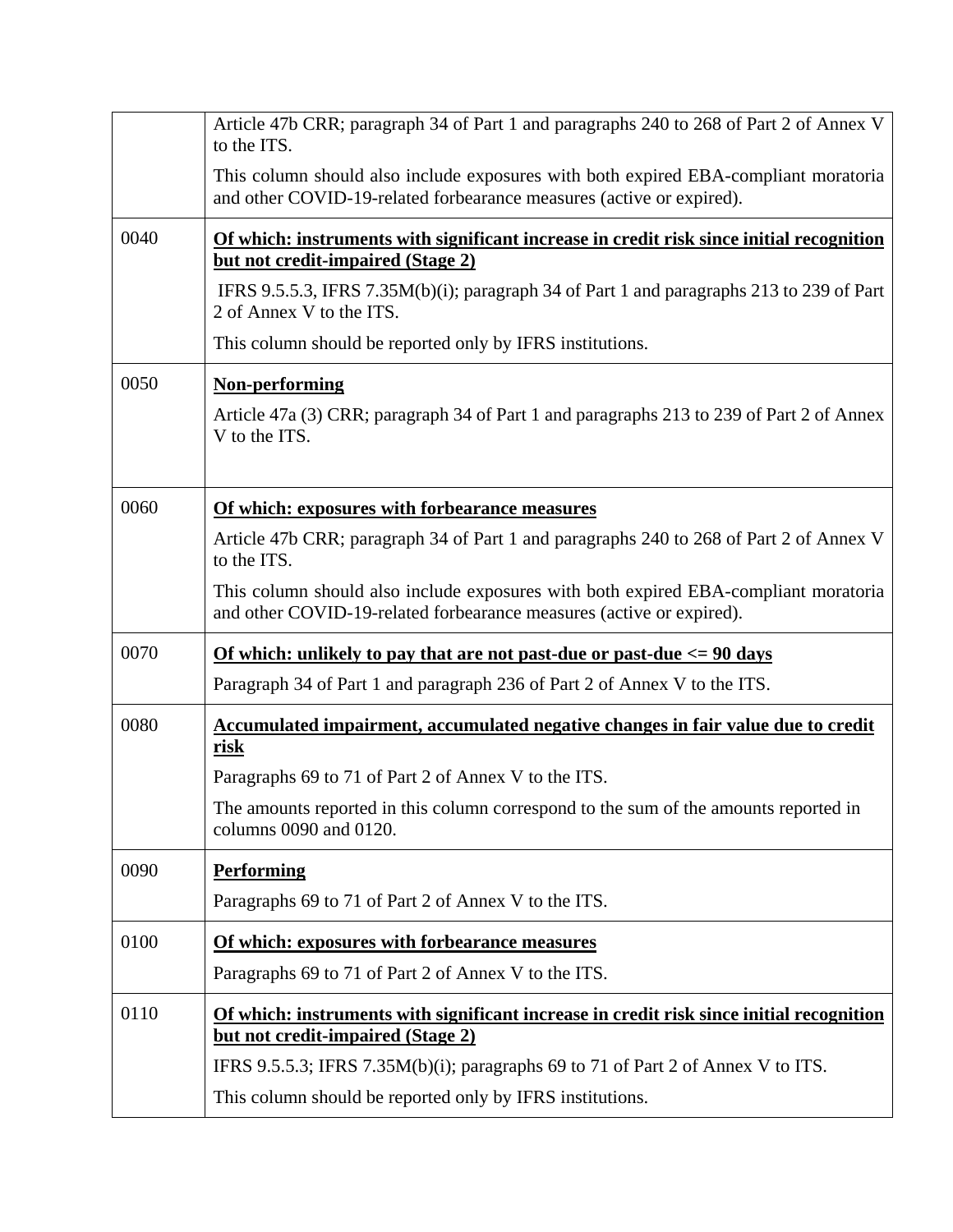| | |
|---|---|
| | Article 47b CRR; paragraph 34 of Part 1 and paragraphs 240 to 268 of Part 2 of Annex V to the ITS.<br><br>This column should also include exposures with both expired EBA-compliant moratoria and other COVID-19-related forbearance measures (active or expired). |
| 0040 | **Of which: instruments with significant increase in credit risk since initial recognition but not credit-impaired (Stage 2)**<br><br>IFRS 9.5.5.3, IFRS 7.35M(b)(i); paragraph 34 of Part 1 and paragraphs 213 to 239 of Part 2 of Annex V to the ITS.<br><br>This column should be reported only by IFRS institutions. |
| 0050 | **Non-performing**<br><br>Article 47a (3) CRR; paragraph 34 of Part 1 and paragraphs 213 to 239 of Part 2 of Annex V to the ITS. |
| 0060 | **Of which: exposures with forbearance measures**<br><br>Article 47b CRR; paragraph 34 of Part 1 and paragraphs 240 to 268 of Part 2 of Annex V to the ITS.<br><br>This column should also include exposures with both expired EBA-compliant moratoria and other COVID-19-related forbearance measures (active or expired). |
| 0070 | **Of which: unlikely to pay that are not past-due or past-due <= 90 days**<br><br>Paragraph 34 of Part 1 and paragraph 236 of Part 2 of Annex V to the ITS. |
| 0080 | **Accumulated impairment, accumulated negative changes in fair value due to credit risk**<br><br>Paragraphs 69 to 71 of Part 2 of Annex V to the ITS.<br><br>The amounts reported in this column correspond to the sum of the amounts reported in columns 0090 and 0120. |
| 0090 | **Performing**<br><br>Paragraphs 69 to 71 of Part 2 of Annex V to the ITS. |
| 0100 | **Of which: exposures with forbearance measures**<br><br>Paragraphs 69 to 71 of Part 2 of Annex V to the ITS. |
| 0110 | **Of which: instruments with significant increase in credit risk since initial recognition but not credit-impaired (Stage 2)**<br><br>IFRS 9.5.5.3; IFRS 7.35M(b)(i); paragraphs 69 to 71 of Part 2 of Annex V to ITS.<br><br>This column should be reported only by IFRS institutions. |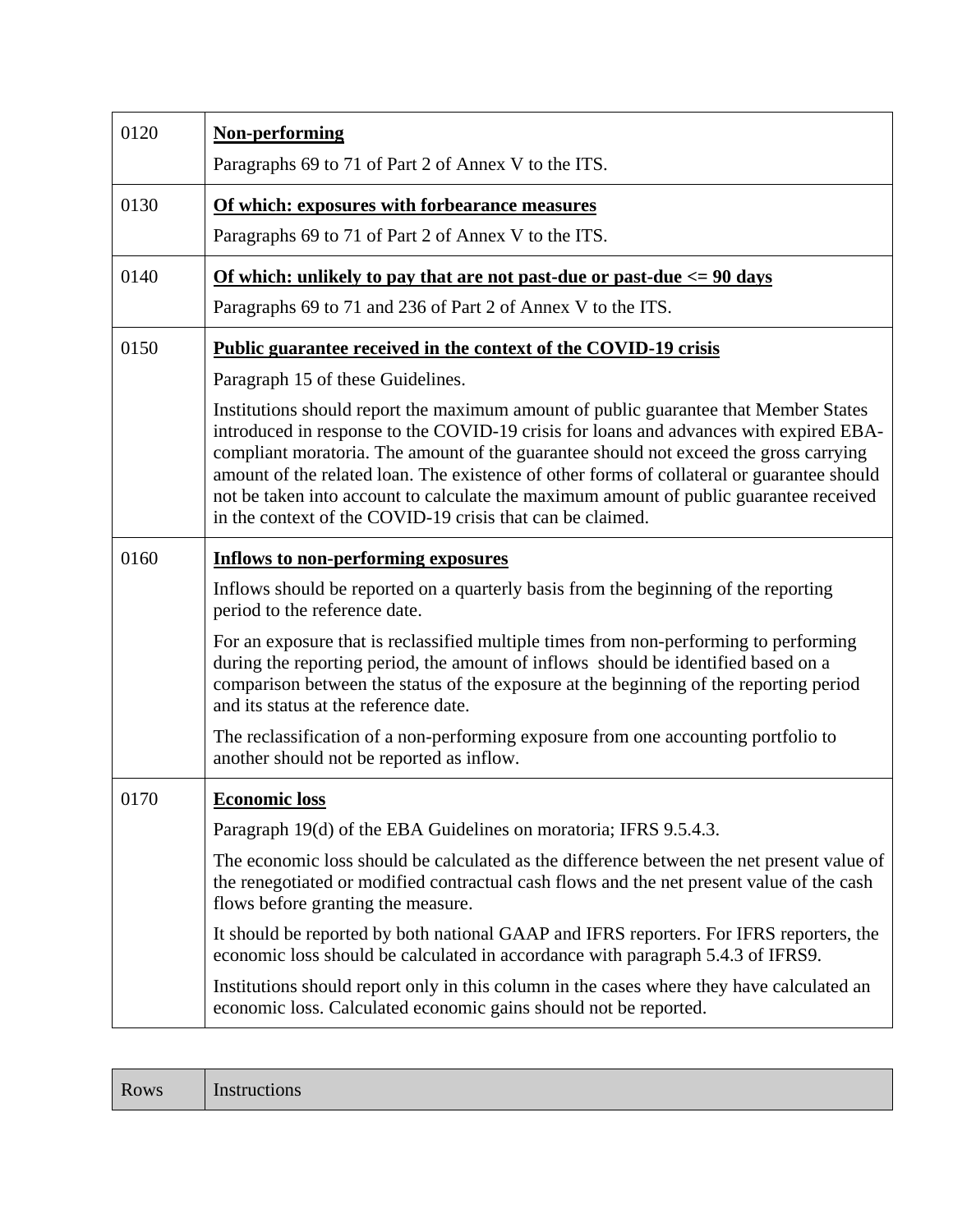| | |
|---|---|
| 0120 | **Non-performing**<br><br>Paragraphs 69 to 71 of Part 2 of Annex V to the ITS. |
| 0130 | **Of which: exposures with forbearance measures**<br><br>Paragraphs 69 to 71 of Part 2 of Annex V to the ITS. |
| 0140 | **Of which: unlikely to pay that are not past-due or past-due <= 90 days**<br><br>Paragraphs 69 to 71 and 236 of Part 2 of Annex V to the ITS. |
| 0150 | **Public guarantee received in the context of the COVID-19 crisis**<br><br>Paragraph 15 of these Guidelines.<br><br>Institutions should report the maximum amount of public guarantee that Member States introduced in response to the COVID-19 crisis for loans and advances with expired EBA-compliant moratoria. The amount of the guarantee should not exceed the gross carrying amount of the related loan. The existence of other forms of collateral or guarantee should not be taken into account to calculate the maximum amount of public guarantee received in the context of the COVID-19 crisis that can be claimed. |
| 0160 | **Inflows to non-performing exposures**<br><br>Inflows should be reported on a quarterly basis from the beginning of the reporting period to the reference date.<br><br>For an exposure that is reclassified multiple times from non-performing to performing during the reporting period, the amount of inflows should be identified based on a comparison between the status of the exposure at the beginning of the reporting period and its status at the reference date.<br><br>The reclassification of a non-performing exposure from one accounting portfolio to another should not be reported as inflow. |
| 0170 | **Economic loss**<br><br>Paragraph 19(d) of the EBA Guidelines on moratoria; IFRS 9.5.4.3.<br><br>The economic loss should be calculated as the difference between the net present value of the renegotiated or modified contractual cash flows and the net present value of the cash flows before granting the measure.<br><br>It should be reported by both national GAAP and IFRS reporters. For IFRS reporters, the economic loss should be calculated in accordance with paragraph 5.4.3 of IFRS9.<br><br>Institutions should report only in this column in the cases where they have calculated an economic loss. Calculated economic gains should not be reported. |

| Rows | Instructions |
|---|---|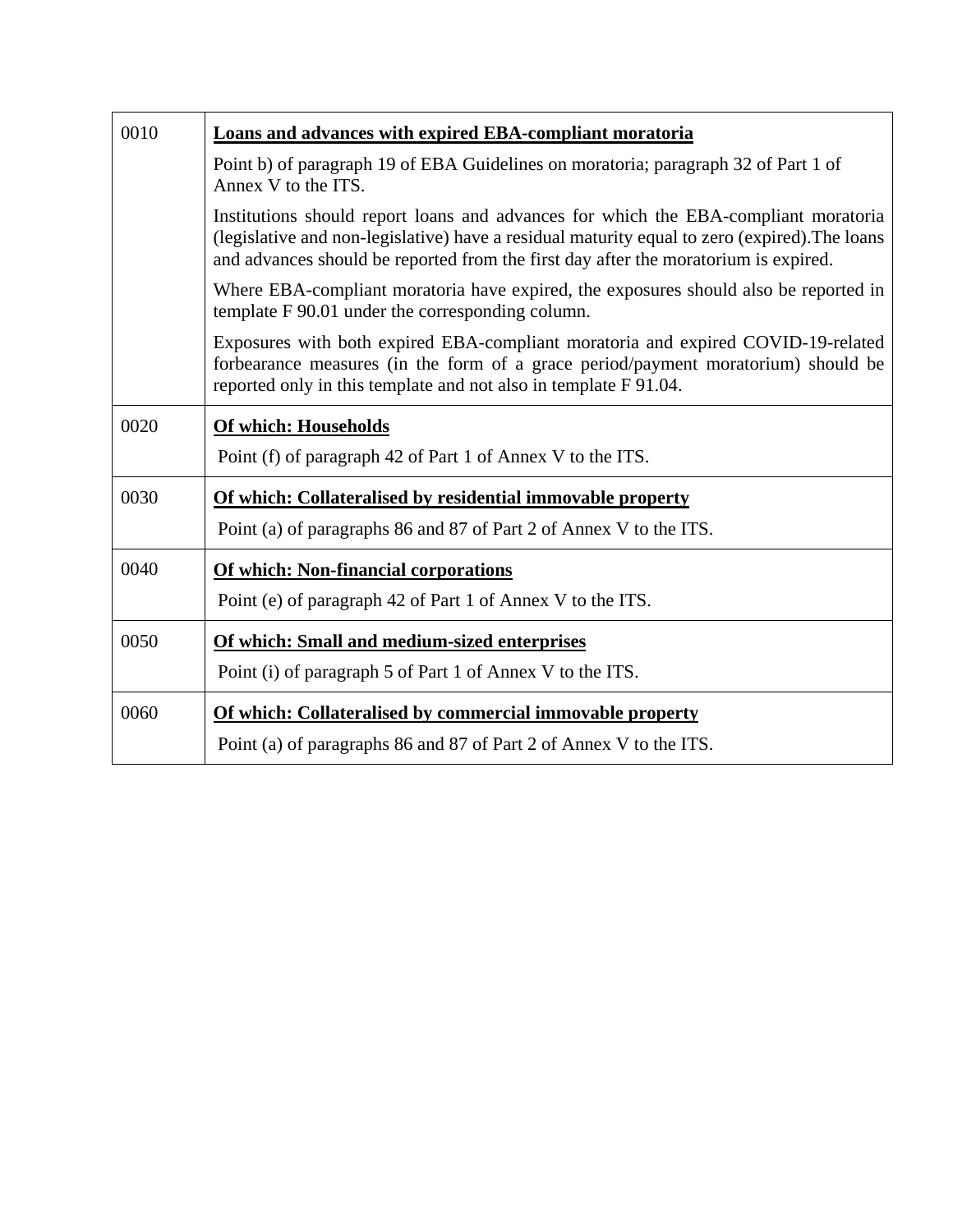| | |
|---|---|
| 0010 | **<u>Loans and advances with expired EBA-compliant moratoria</u>**<br><br>Point b) of paragraph 19 of EBA Guidelines on moratoria; paragraph 32 of Part 1 of Annex V to the ITS.<br><br>Institutions should report loans and advances for which the EBA-compliant moratoria (legislative and non-legislative) have a residual maturity equal to zero (expired).The loans and advances should be reported from the first day after the moratorium is expired.<br><br>Where EBA-compliant moratoria have expired, the exposures should also be reported in template F 90.01 under the corresponding column.<br><br>Exposures with both expired EBA-compliant moratoria and expired COVID-19-related forbearance measures (in the form of a grace period/payment moratorium) should be reported only in this template and not also in template F 91.04. |
| 0020 | **<u>Of which: Households</u>**<br><br>Point (f) of paragraph 42 of Part 1 of Annex V to the ITS. |
| 0030 | **<u>Of which: Collateralised by residential immovable property</u>**<br><br>Point (a) of paragraphs 86 and 87 of Part 2 of Annex V to the ITS. |
| 0040 | **<u>Of which: Non-financial corporations</u>**<br><br>Point (e) of paragraph 42 of Part 1 of Annex V to the ITS. |
| 0050 | **<u>Of which: Small and medium-sized enterprises</u>**<br><br>Point (i) of paragraph 5 of Part 1 of Annex V to the ITS. |
| 0060 | **<u>Of which: Collateralised by commercial immovable property</u>**<br><br>Point (a) of paragraphs 86 and 87 of Part 2 of Annex V to the ITS. |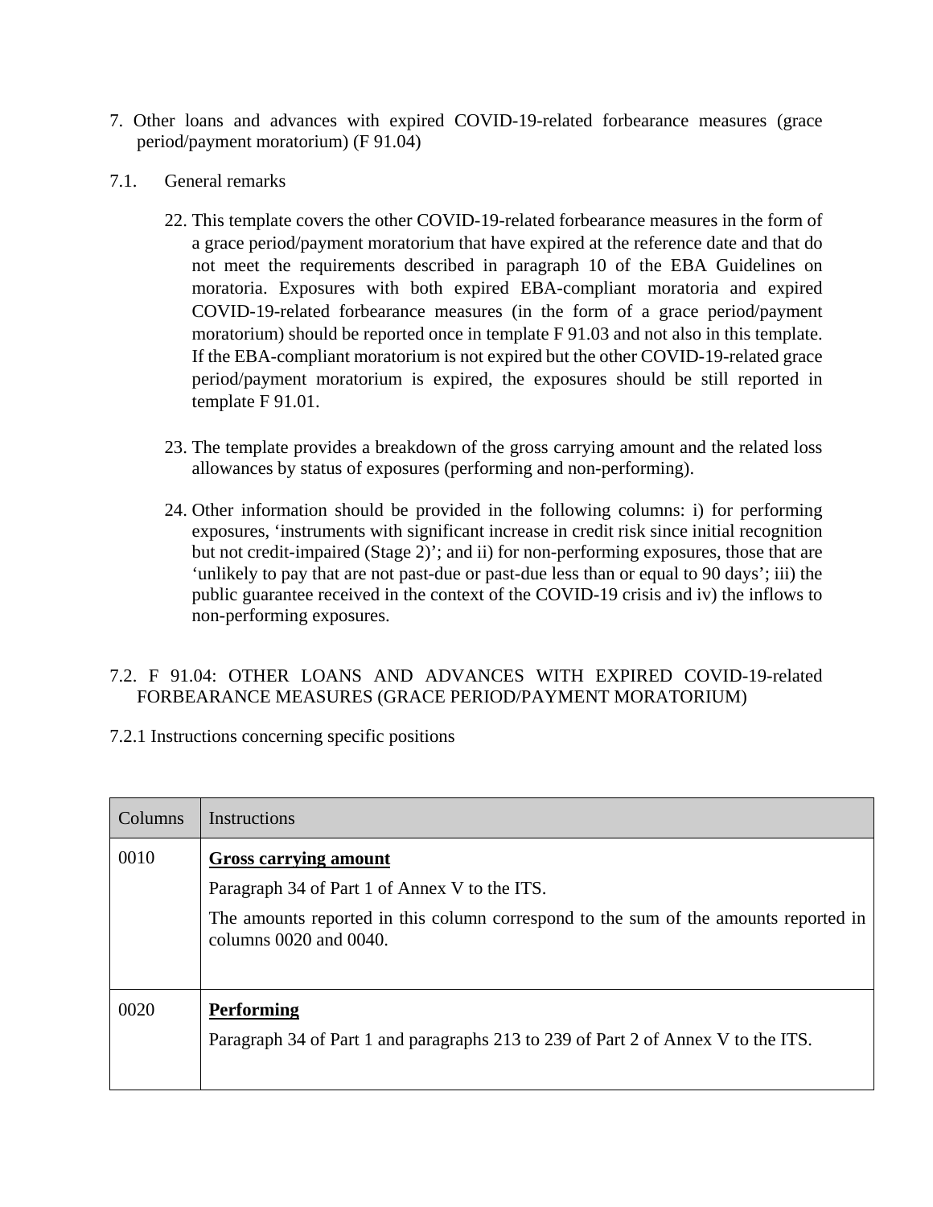## 7. Other loans and advances with expired COVID-19-related forbearance measures (grace period/payment moratorium) (F 91.04)

### 7.1. General remarks

22. This template covers the other COVID-19-related forbearance measures in the form of a grace period/payment moratorium that have expired at the reference date and that do not meet the requirements described in paragraph 10 of the EBA Guidelines on moratoria. Exposures with both expired EBA-compliant moratoria and expired COVID-19-related forbearance measures (in the form of a grace period/payment moratorium) should be reported once in template F 91.03 and not also in this template. If the EBA-compliant moratorium is not expired but the other COVID-19-related grace period/payment moratorium is expired, the exposures should be still reported in template F 91.01.

23. The template provides a breakdown of the gross carrying amount and the related loss allowances by status of exposures (performing and non-performing).

24. Other information should be provided in the following columns: i) for performing exposures, 'instruments with significant increase in credit risk since initial recognition but not credit-impaired (Stage 2)'; and ii) for non-performing exposures, those that are 'unlikely to pay that are not past-due or past-due less than or equal to 90 days'; iii) the public guarantee received in the context of the COVID-19 crisis and iv) the inflows to non-performing exposures.

### 7.2. F 91.04: OTHER LOANS AND ADVANCES WITH EXPIRED COVID-19-related FORBEARANCE MEASURES (GRACE PERIOD/PAYMENT MORATORIUM)

#### 7.2.1 Instructions concerning specific positions

| Columns | Instructions |
|---|---|
| 0010 | <u>**Gross carrying amount**</u><br>Paragraph 34 of Part 1 of Annex V to the ITS.<br>The amounts reported in this column correspond to the sum of the amounts reported in columns 0020 and 0040. |
| 0020 | <u>**Performing**</u><br>Paragraph 34 of Part 1 and paragraphs 213 to 239 of Part 2 of Annex V to the ITS. |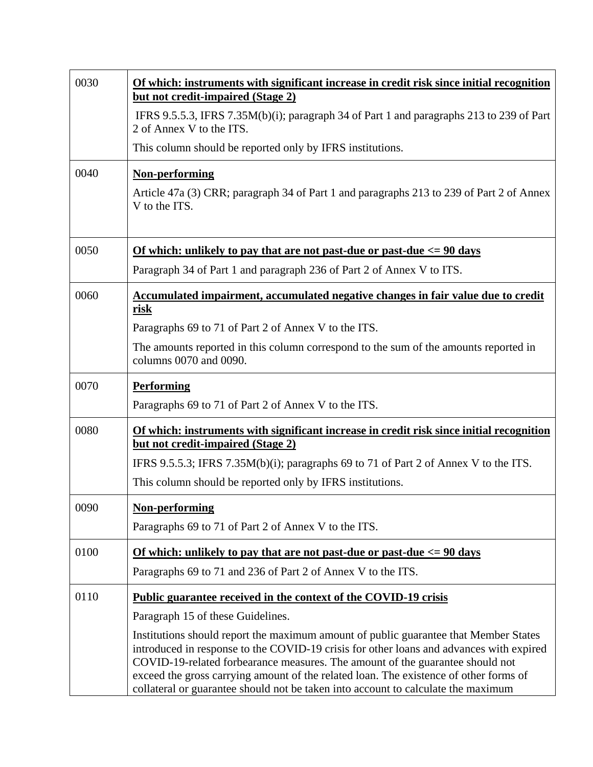| | |
|---|---|
| 0030 | **Of which: instruments with significant increase in credit risk since initial recognition but not credit-impaired (Stage 2)**<br><br>IFRS 9.5.5.3, IFRS 7.35M(b)(i); paragraph 34 of Part 1 and paragraphs 213 to 239 of Part 2 of Annex V to the ITS.<br><br>This column should be reported only by IFRS institutions. |
| 0040 | **Non-performing**<br><br>Article 47a (3) CRR; paragraph 34 of Part 1 and paragraphs 213 to 239 of Part 2 of Annex V to the ITS. |
| 0050 | **Of which: unlikely to pay that are not past-due or past-due <= 90 days**<br><br>Paragraph 34 of Part 1 and paragraph 236 of Part 2 of Annex V to ITS. |
| 0060 | **Accumulated impairment, accumulated negative changes in fair value due to credit risk**<br><br>Paragraphs 69 to 71 of Part 2 of Annex V to the ITS.<br><br>The amounts reported in this column correspond to the sum of the amounts reported in columns 0070 and 0090. |
| 0070 | **Performing**<br><br>Paragraphs 69 to 71 of Part 2 of Annex V to the ITS. |
| 0080 | **Of which: instruments with significant increase in credit risk since initial recognition but not credit-impaired (Stage 2)**<br><br>IFRS 9.5.5.3; IFRS 7.35M(b)(i); paragraphs 69 to 71 of Part 2 of Annex V to the ITS.<br><br>This column should be reported only by IFRS institutions. |
| 0090 | **Non-performing**<br><br>Paragraphs 69 to 71 of Part 2 of Annex V to the ITS. |
| 0100 | **Of which: unlikely to pay that are not past-due or past-due <= 90 days**<br><br>Paragraphs 69 to 71 and 236 of Part 2 of Annex V to the ITS. |
| 0110 | **Public guarantee received in the context of the COVID-19 crisis**<br><br>Paragraph 15 of these Guidelines.<br><br>Institutions should report the maximum amount of public guarantee that Member States introduced in response to the COVID-19 crisis for other loans and advances with expired COVID-19-related forbearance measures. The amount of the guarantee should not exceed the gross carrying amount of the related loan. The existence of other forms of collateral or guarantee should not be taken into account to calculate the maximum |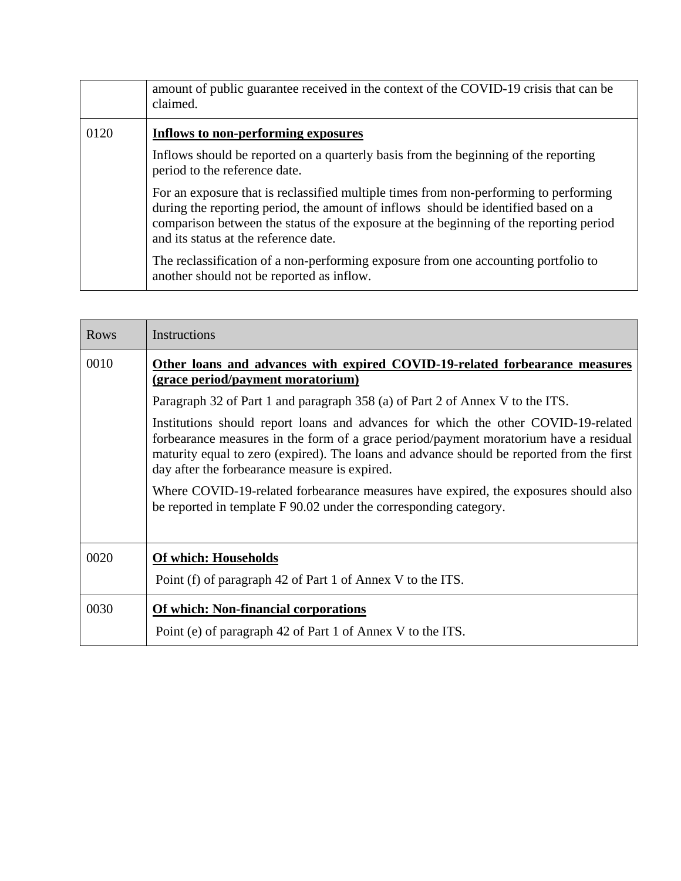| | |
|---|---|
| | amount of public guarantee received in the context of the COVID-19 crisis that can be claimed. |
| 0120 | **Inflows to non-performing exposures**<br><br>Inflows should be reported on a quarterly basis from the beginning of the reporting period to the reference date.<br><br>For an exposure that is reclassified multiple times from non-performing to performing during the reporting period, the amount of inflows should be identified based on a comparison between the status of the exposure at the beginning of the reporting period and its status at the reference date.<br><br>The reclassification of a non-performing exposure from one accounting portfolio to another should not be reported as inflow. |

| Rows | Instructions |
|---|---|
| 0010 | **Other loans and advances with expired COVID-19-related forbearance measures (grace period/payment moratorium)**<br><br>Paragraph 32 of Part 1 and paragraph 358 (a) of Part 2 of Annex V to the ITS.<br><br>Institutions should report loans and advances for which the other COVID-19-related forbearance measures in the form of a grace period/payment moratorium have a residual maturity equal to zero (expired). The loans and advance should be reported from the first day after the forbearance measure is expired.<br><br>Where COVID-19-related forbearance measures have expired, the exposures should also be reported in template F 90.02 under the corresponding category. |
| 0020 | **Of which: Households**<br><br>Point (f) of paragraph 42 of Part 1 of Annex V to the ITS. |
| 0030 | **Of which: Non-financial corporations**<br><br>Point (e) of paragraph 42 of Part 1 of Annex V to the ITS. |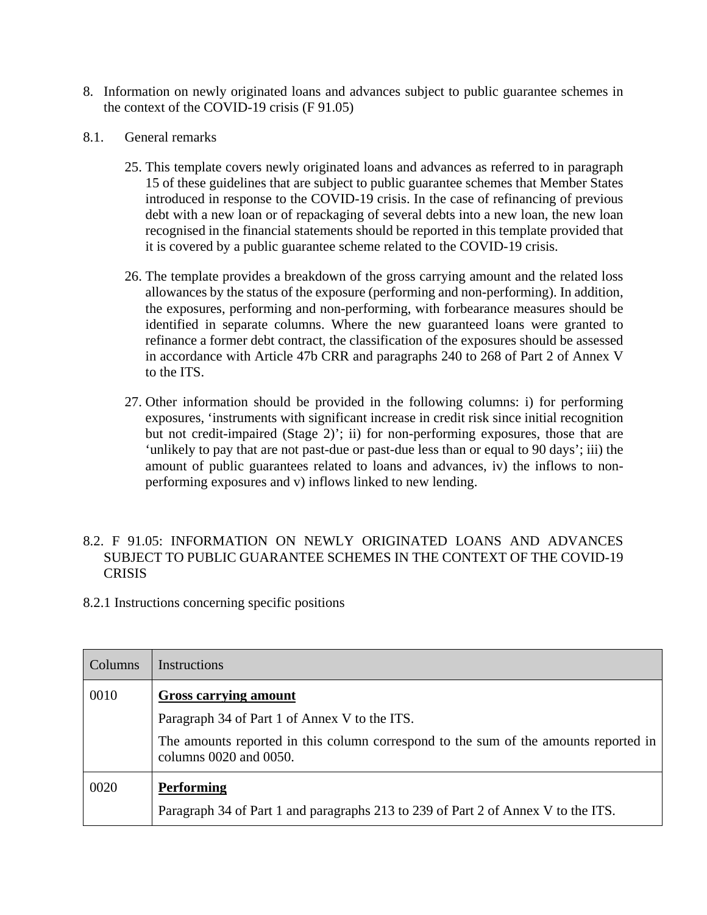8. Information on newly originated loans and advances subject to public guarantee schemes in the context of the COVID-19 crisis (F 91.05)

8.1. General remarks

25. This template covers newly originated loans and advances as referred to in paragraph 15 of these guidelines that are subject to public guarantee schemes that Member States introduced in response to the COVID-19 crisis. In the case of refinancing of previous debt with a new loan or of repackaging of several debts into a new loan, the new loan recognised in the financial statements should be reported in this template provided that it is covered by a public guarantee scheme related to the COVID-19 crisis.

26. The template provides a breakdown of the gross carrying amount and the related loss allowances by the status of the exposure (performing and non-performing). In addition, the exposures, performing and non-performing, with forbearance measures should be identified in separate columns. Where the new guaranteed loans were granted to refinance a former debt contract, the classification of the exposures should be assessed in accordance with Article 47b CRR and paragraphs 240 to 268 of Part 2 of Annex V to the ITS.

27. Other information should be provided in the following columns: i) for performing exposures, 'instruments with significant increase in credit risk since initial recognition but not credit-impaired (Stage 2)'; ii) for non-performing exposures, those that are 'unlikely to pay that are not past-due or past-due less than or equal to 90 days'; iii) the amount of public guarantees related to loans and advances, iv) the inflows to non-performing exposures and v) inflows linked to new lending.

8.2. F 91.05: INFORMATION ON NEWLY ORIGINATED LOANS AND ADVANCES SUBJECT TO PUBLIC GUARANTEE SCHEMES IN THE CONTEXT OF THE COVID-19 CRISIS

8.2.1 Instructions concerning specific positions

| Columns | Instructions |
|---|---|
| 0010 | **Gross carrying amount**<br><br>Paragraph 34 of Part 1 of Annex V to the ITS.<br><br>The amounts reported in this column correspond to the sum of the amounts reported in columns 0020 and 0050. |
| 0020 | **Performing**<br><br>Paragraph 34 of Part 1 and paragraphs 213 to 239 of Part 2 of Annex V to the ITS. |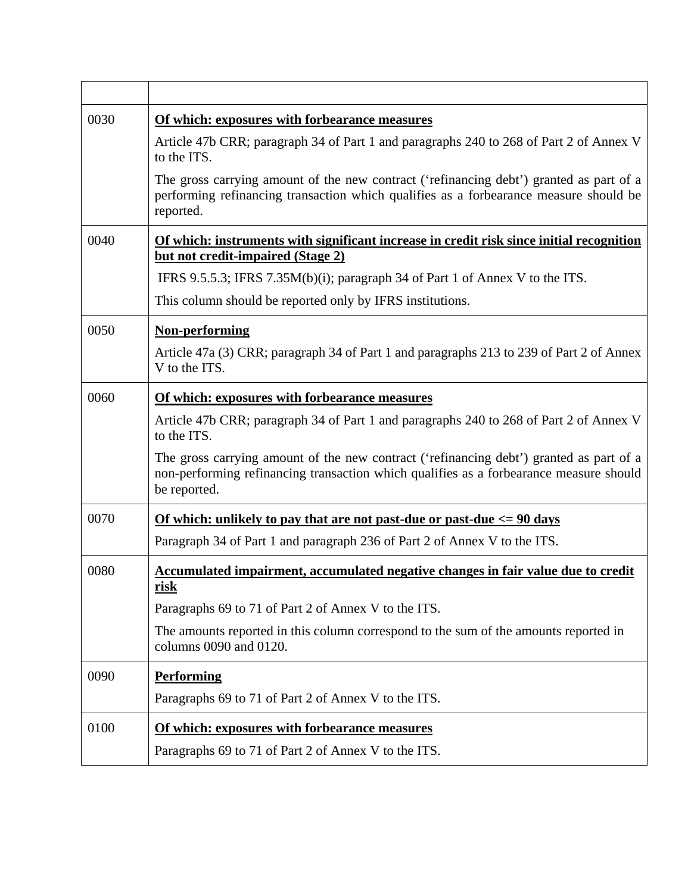| | |
|---|---|
| 0030 | **<u>Of which: exposures with forbearance measures</u>**<br><br>Article 47b CRR; paragraph 34 of Part 1 and paragraphs 240 to 268 of Part 2 of Annex V to the ITS.<br><br>The gross carrying amount of the new contract ('refinancing debt') granted as part of a performing refinancing transaction which qualifies as a forbearance measure should be reported. |
| 0040 | **<u>Of which: instruments with significant increase in credit risk since initial recognition but not credit-impaired (Stage 2)</u>**<br><br>IFRS 9.5.5.3; IFRS 7.35M(b)(i); paragraph 34 of Part 1 of Annex V to the ITS.<br><br>This column should be reported only by IFRS institutions. |
| 0050 | **<u>Non-performing</u>**<br><br>Article 47a (3) CRR; paragraph 34 of Part 1 and paragraphs 213 to 239 of Part 2 of Annex V to the ITS. |
| 0060 | **<u>Of which: exposures with forbearance measures</u>**<br><br>Article 47b CRR; paragraph 34 of Part 1 and paragraphs 240 to 268 of Part 2 of Annex V to the ITS.<br><br>The gross carrying amount of the new contract ('refinancing debt') granted as part of a non-performing refinancing transaction which qualifies as a forbearance measure should be reported. |
| 0070 | **<u>Of which: unlikely to pay that are not past-due or past-due <= 90 days</u>**<br><br>Paragraph 34 of Part 1 and paragraph 236 of Part 2 of Annex V to the ITS. |
| 0080 | **<u>Accumulated impairment, accumulated negative changes in fair value due to credit risk</u>**<br><br>Paragraphs 69 to 71 of Part 2 of Annex V to the ITS.<br><br>The amounts reported in this column correspond to the sum of the amounts reported in columns 0090 and 0120. |
| 0090 | **<u>Performing</u>**<br><br>Paragraphs 69 to 71 of Part 2 of Annex V to the ITS. |
| 0100 | **<u>Of which: exposures with forbearance measures</u>**<br><br>Paragraphs 69 to 71 of Part 2 of Annex V to the ITS. |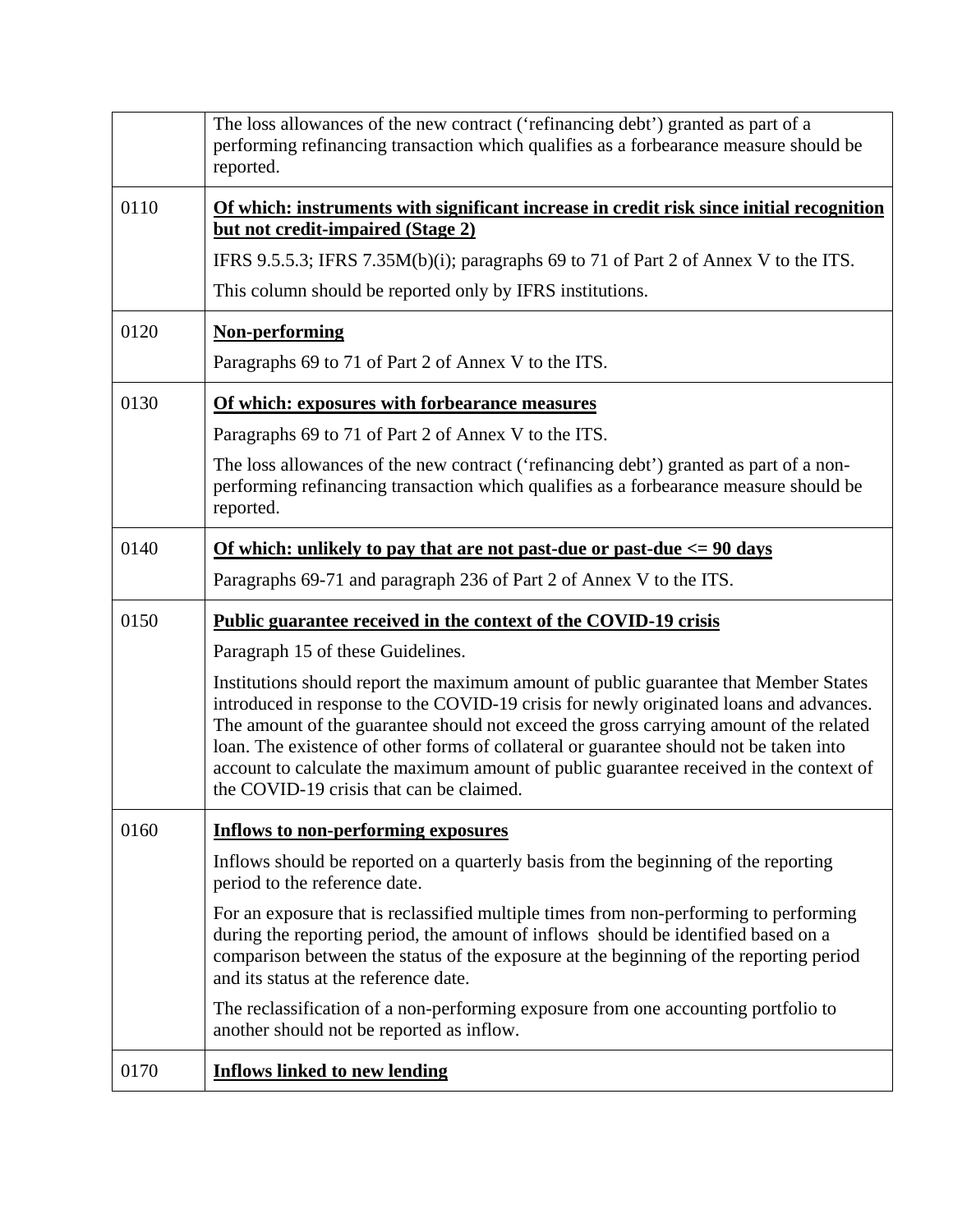| | |
|---|---|
| | The loss allowances of the new contract (‘refinancing debt’) granted as part of a performing refinancing transaction which qualifies as a forbearance measure should be reported. |
| 0110 | **Of which: instruments with significant increase in credit risk since initial recognition but not credit-impaired (Stage 2)**<br><br>IFRS 9.5.5.3; IFRS 7.35M(b)(i); paragraphs 69 to 71 of Part 2 of Annex V to the ITS.<br><br>This column should be reported only by IFRS institutions. |
| 0120 | **Non-performing**<br><br>Paragraphs 69 to 71 of Part 2 of Annex V to the ITS. |
| 0130 | **Of which: exposures with forbearance measures**<br><br>Paragraphs 69 to 71 of Part 2 of Annex V to the ITS.<br><br>The loss allowances of the new contract (‘refinancing debt’) granted as part of a non-performing refinancing transaction which qualifies as a forbearance measure should be reported. |
| 0140 | **Of which: unlikely to pay that are not past-due or past-due <= 90 days**<br><br>Paragraphs 69-71 and paragraph 236 of Part 2 of Annex V to the ITS. |
| 0150 | **Public guarantee received in the context of the COVID-19 crisis**<br><br>Paragraph 15 of these Guidelines.<br><br>Institutions should report the maximum amount of public guarantee that Member States introduced in response to the COVID-19 crisis for newly originated loans and advances. The amount of the guarantee should not exceed the gross carrying amount of the related loan. The existence of other forms of collateral or guarantee should not be taken into account to calculate the maximum amount of public guarantee received in the context of the COVID-19 crisis that can be claimed. |
| 0160 | **Inflows to non-performing exposures**<br><br>Inflows should be reported on a quarterly basis from the beginning of the reporting period to the reference date.<br><br>For an exposure that is reclassified multiple times from non-performing to performing during the reporting period, the amount of inflows should be identified based on a comparison between the status of the exposure at the beginning of the reporting period and its status at the reference date.<br><br>The reclassification of a non-performing exposure from one accounting portfolio to another should not be reported as inflow. |
| 0170 | **Inflows linked to new lending** |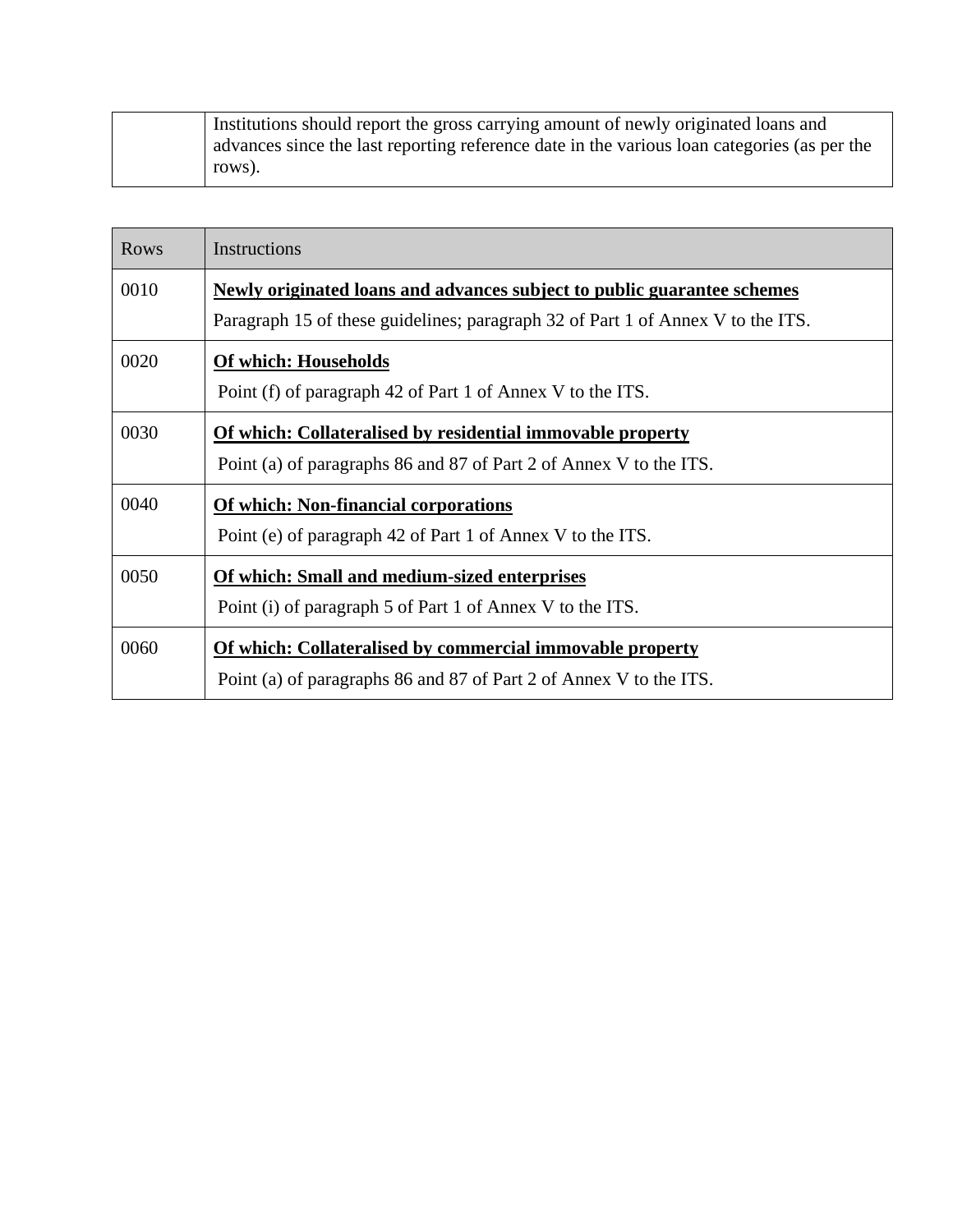| | Institutions should report the gross carrying amount of newly originated loans and advances since the last reporting reference date in the various loan categories (as per the rows). |
|---|---|

| Rows | Instructions |
|---|---|
| 0010 | **Newly originated loans and advances subject to public guarantee schemes**<br>Paragraph 15 of these guidelines; paragraph 32 of Part 1 of Annex V to the ITS. |
| 0020 | **Of which: Households**<br>Point (f) of paragraph 42 of Part 1 of Annex V to the ITS. |
| 0030 | **Of which: Collateralised by residential immovable property**<br>Point (a) of paragraphs 86 and 87 of Part 2 of Annex V to the ITS. |
| 0040 | **Of which: Non-financial corporations**<br>Point (e) of paragraph 42 of Part 1 of Annex V to the ITS. |
| 0050 | **Of which: Small and medium-sized enterprises**<br>Point (i) of paragraph 5 of Part 1 of Annex V to the ITS. |
| 0060 | **Of which: Collateralised by commercial immovable property**<br>Point (a) of paragraphs 86 and 87 of Part 2 of Annex V to the ITS. |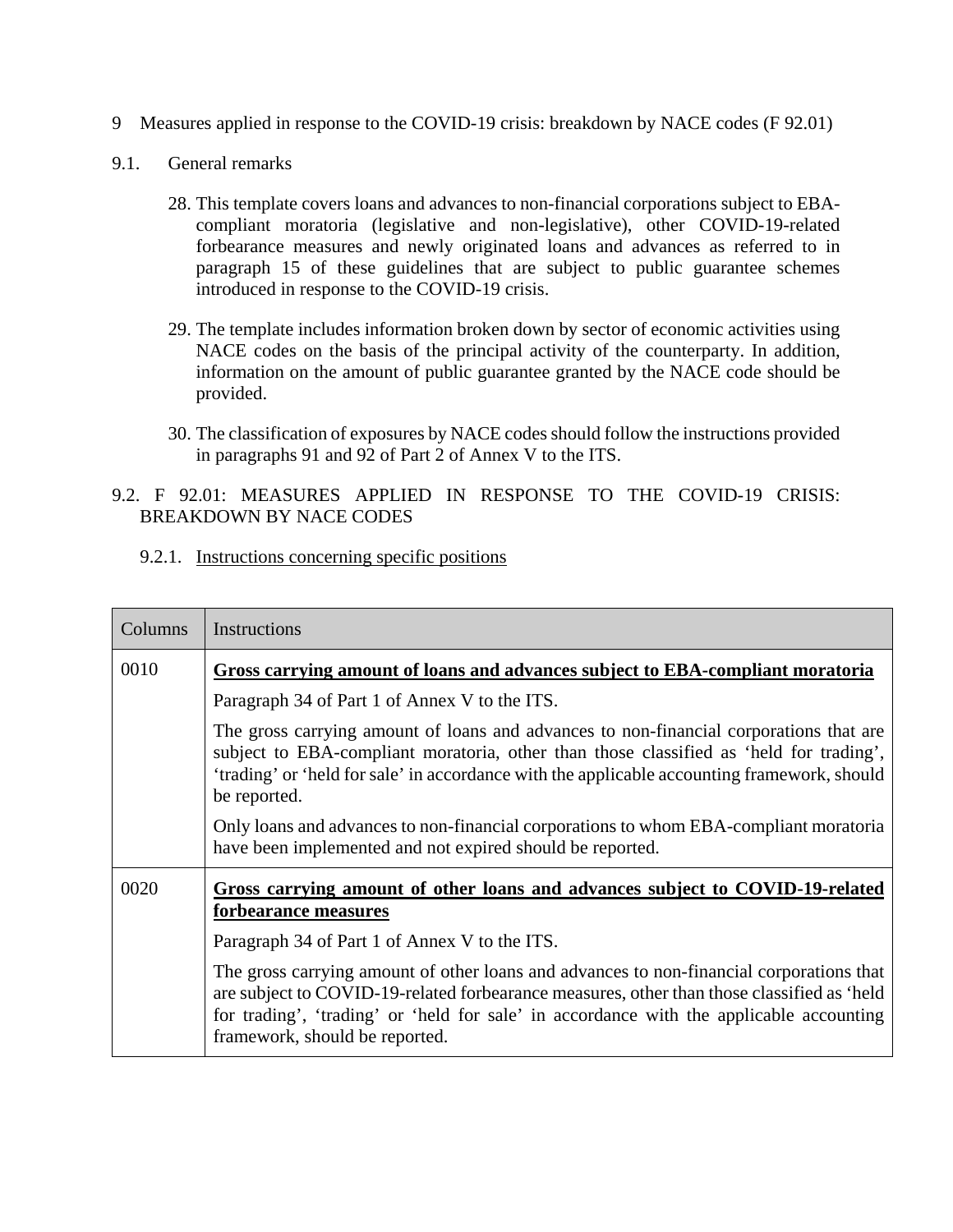# 9 Measures applied in response to the COVID-19 crisis: breakdown by NACE codes (F 92.01)

## 9.1. General remarks

28. This template covers loans and advances to non-financial corporations subject to EBA-compliant moratoria (legislative and non-legislative), other COVID-19-related forbearance measures and newly originated loans and advances as referred to in paragraph 15 of these guidelines that are subject to public guarantee schemes introduced in response to the COVID-19 crisis.

29. The template includes information broken down by sector of economic activities using NACE codes on the basis of the principal activity of the counterparty. In addition, information on the amount of public guarantee granted by the NACE code should be provided.

30. The classification of exposures by NACE codes should follow the instructions provided in paragraphs 91 and 92 of Part 2 of Annex V to the ITS.

## 9.2. F 92.01: MEASURES APPLIED IN RESPONSE TO THE COVID-19 CRISIS: BREAKDOWN BY NACE CODES

### 9.2.1. Instructions concerning specific positions

| Columns | Instructions |
|---|---|
| 0010 | **Gross carrying amount of loans and advances subject to EBA-compliant moratoria**<br><br>Paragraph 34 of Part 1 of Annex V to the ITS.<br><br>The gross carrying amount of loans and advances to non-financial corporations that are subject to EBA-compliant moratoria, other than those classified as 'held for trading', 'trading' or 'held for sale' in accordance with the applicable accounting framework, should be reported.<br><br>Only loans and advances to non-financial corporations to whom EBA-compliant moratoria have been implemented and not expired should be reported. |
| 0020 | **Gross carrying amount of other loans and advances subject to COVID-19-related forbearance measures**<br><br>Paragraph 34 of Part 1 of Annex V to the ITS.<br><br>The gross carrying amount of other loans and advances to non-financial corporations that are subject to COVID-19-related forbearance measures, other than those classified as 'held for trading', 'trading' or 'held for sale' in accordance with the applicable accounting framework, should be reported. |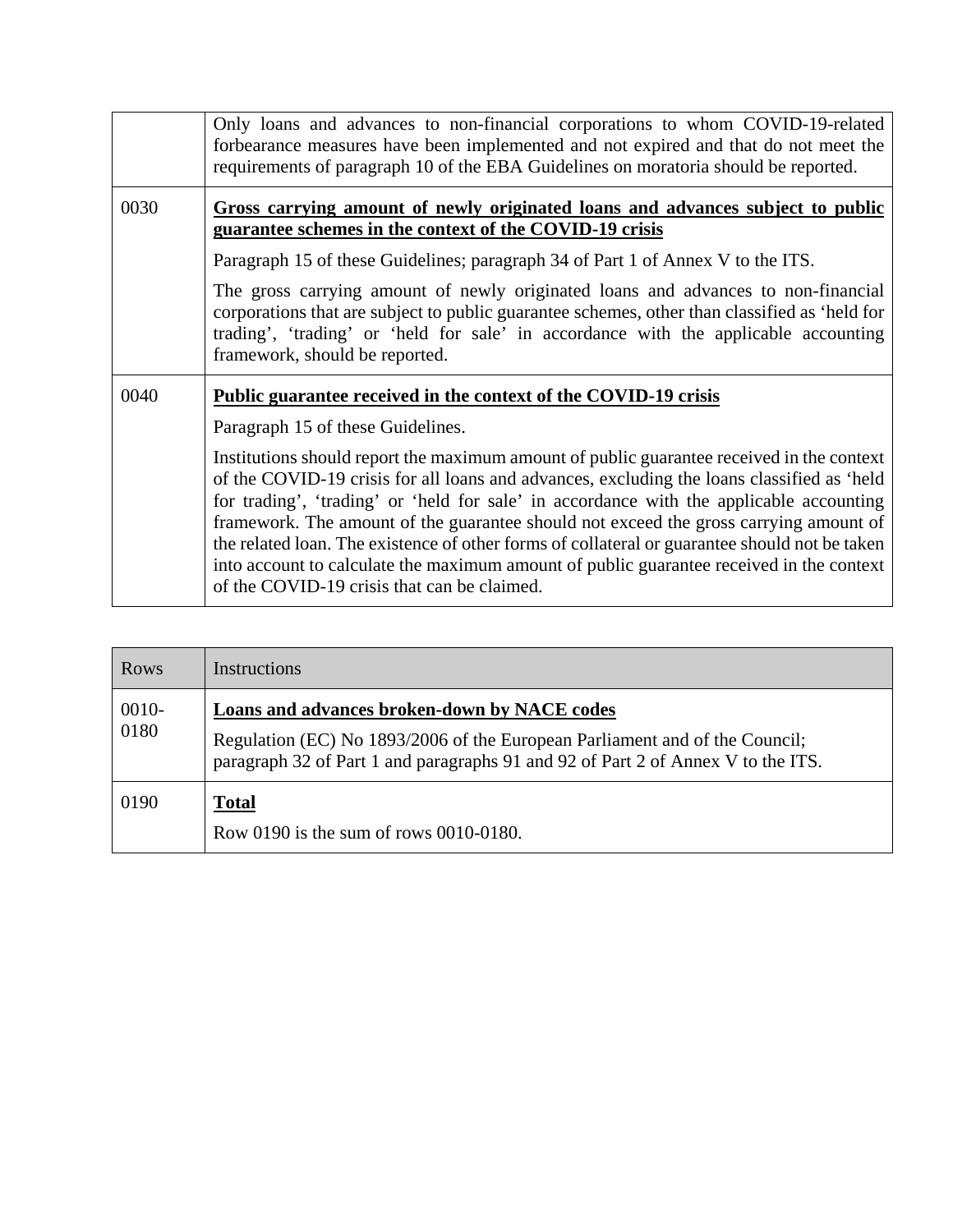| | |
|---|---|
| | Only loans and advances to non-financial corporations to whom COVID-19-related forbearance measures have been implemented and not expired and that do not meet the requirements of paragraph 10 of the EBA Guidelines on moratoria should be reported. |
| 0030 | **Gross carrying amount of newly originated loans and advances subject to public guarantee schemes in the context of the COVID-19 crisis**<br><br>Paragraph 15 of these Guidelines; paragraph 34 of Part 1 of Annex V to the ITS.<br><br>The gross carrying amount of newly originated loans and advances to non-financial corporations that are subject to public guarantee schemes, other than classified as 'held for trading', 'trading' or 'held for sale' in accordance with the applicable accounting framework, should be reported. |
| 0040 | **Public guarantee received in the context of the COVID-19 crisis**<br><br>Paragraph 15 of these Guidelines.<br><br>Institutions should report the maximum amount of public guarantee received in the context of the COVID-19 crisis for all loans and advances, excluding the loans classified as 'held for trading', 'trading' or 'held for sale' in accordance with the applicable accounting framework. The amount of the guarantee should not exceed the gross carrying amount of the related loan. The existence of other forms of collateral or guarantee should not be taken into account to calculate the maximum amount of public guarantee received in the context of the COVID-19 crisis that can be claimed. |

| Rows | Instructions |
|---|---|
| 0010-0180 | **Loans and advances broken-down by NACE codes**<br><br>Regulation (EC) No 1893/2006 of the European Parliament and of the Council; paragraph 32 of Part 1 and paragraphs 91 and 92 of Part 2 of Annex V to the ITS. |
| 0190 | **Total**<br><br>Row 0190 is the sum of rows 0010-0180. |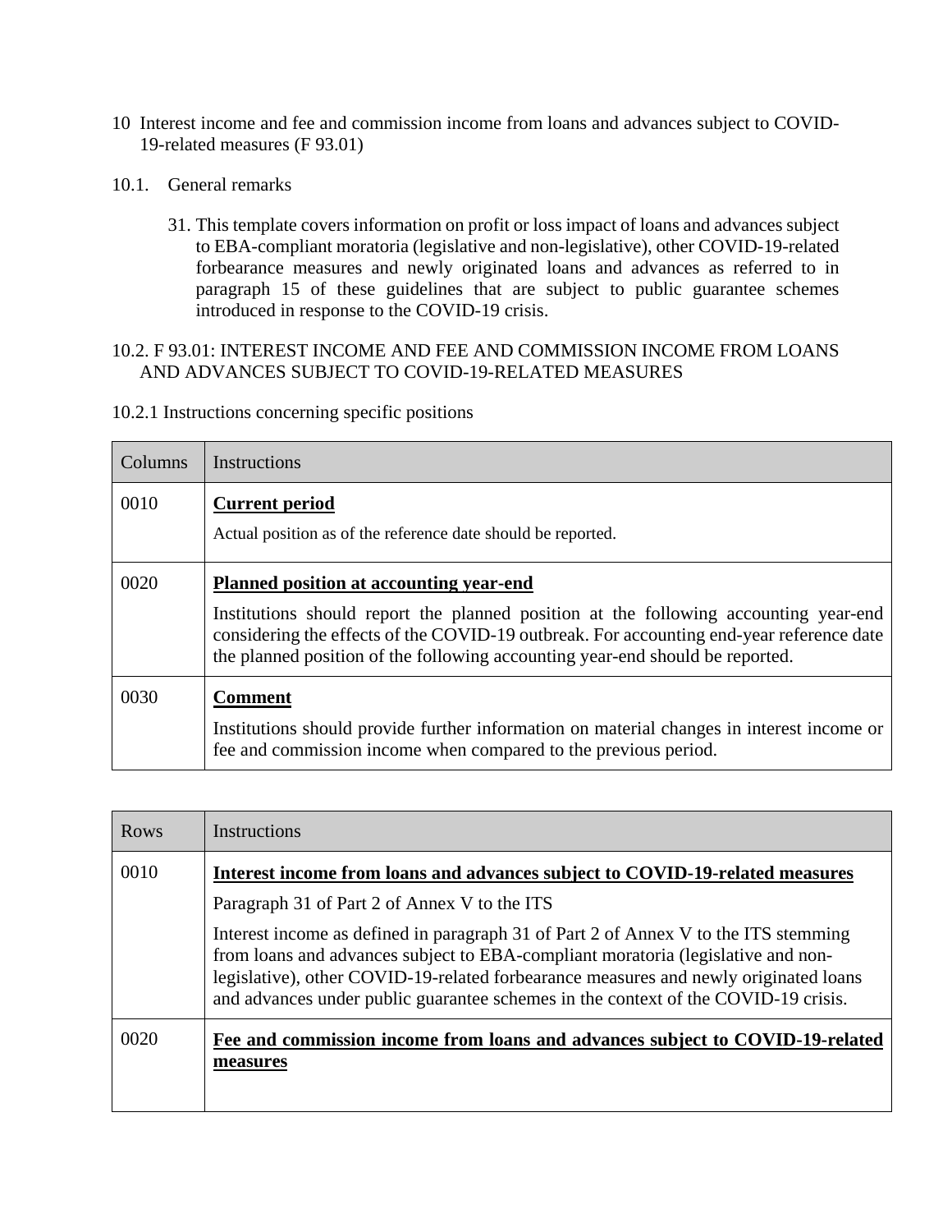## 10 Interest income and fee and commission income from loans and advances subject to COVID-19-related measures (F 93.01)

### 10.1. General remarks

31. This template covers information on profit or loss impact of loans and advances subject to EBA-compliant moratoria (legislative and non-legislative), other COVID-19-related forbearance measures and newly originated loans and advances as referred to in paragraph 15 of these guidelines that are subject to public guarantee schemes introduced in response to the COVID-19 crisis.

### 10.2. F 93.01: INTEREST INCOME AND FEE AND COMMISSION INCOME FROM LOANS AND ADVANCES SUBJECT TO COVID-19-RELATED MEASURES

#### 10.2.1 Instructions concerning specific positions

| Columns | Instructions |
| --- | --- |
| 0010 | **Current period**<br><br>Actual position as of the reference date should be reported. |
| 0020 | **Planned position at accounting year-end**<br><br>Institutions should report the planned position at the following accounting year-end considering the effects of the COVID-19 outbreak. For accounting end-year reference date the planned position of the following accounting year-end should be reported. |
| 0030 | **Comment**<br><br>Institutions should provide further information on material changes in interest income or fee and commission income when compared to the previous period. |

| Rows | Instructions |
| --- | --- |
| 0010 | **Interest income from loans and advances subject to COVID-19-related measures**<br><br>Paragraph 31 of Part 2 of Annex V to the ITS<br><br>Interest income as defined in paragraph 31 of Part 2 of Annex V to the ITS stemming from loans and advances subject to EBA-compliant moratoria (legislative and non-legislative), other COVID-19-related forbearance measures and newly originated loans and advances under public guarantee schemes in the context of the COVID-19 crisis. |
| 0020 | **Fee and commission income from loans and advances subject to COVID-19-related measures** |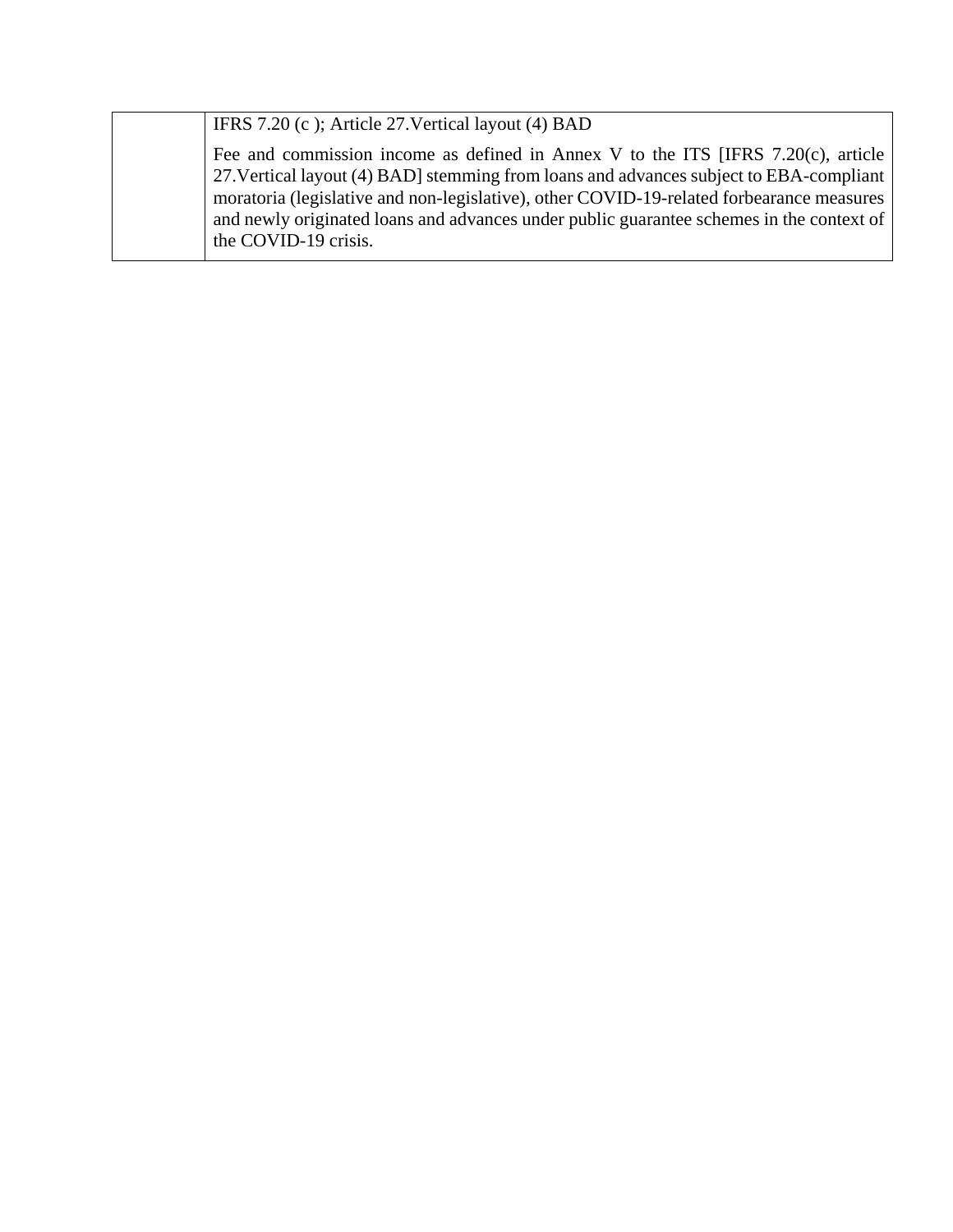| | |
|---|---|
| | IFRS 7.20 (c ); Article 27.Vertical layout (4) BAD<br><br>Fee and commission income as defined in Annex V to the ITS [IFRS 7.20(c), article 27.Vertical layout (4) BAD] stemming from loans and advances subject to EBA-compliant moratoria (legislative and non-legislative), other COVID-19-related forbearance measures and newly originated loans and advances under public guarantee schemes in the context of the COVID-19 crisis. |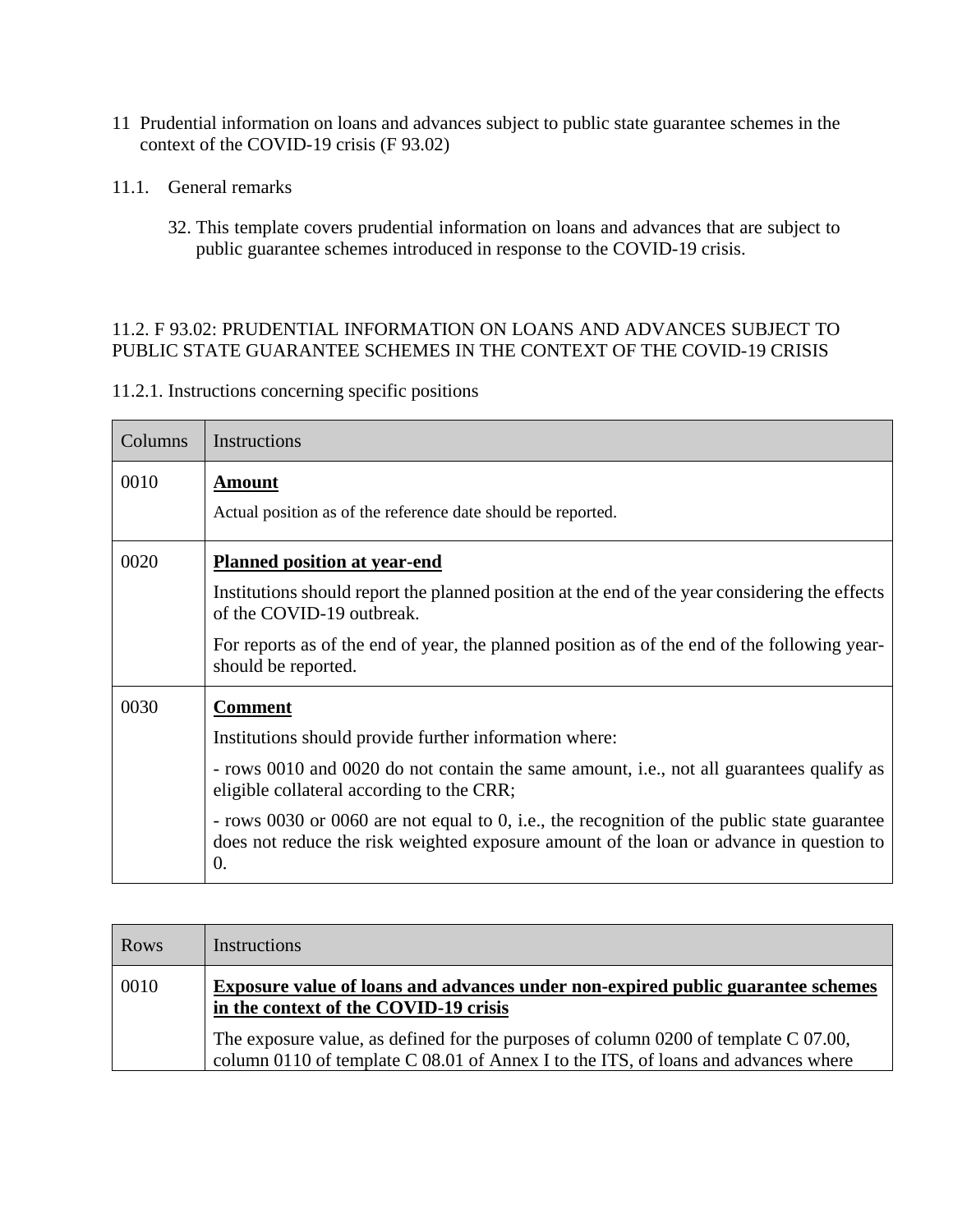11 Prudential information on loans and advances subject to public state guarantee schemes in the context of the COVID-19 crisis (F 93.02)

11.1. General remarks

32. This template covers prudential information on loans and advances that are subject to public guarantee schemes introduced in response to the COVID-19 crisis.

11.2. F 93.02: PRUDENTIAL INFORMATION ON LOANS AND ADVANCES SUBJECT TO PUBLIC STATE GUARANTEE SCHEMES IN THE CONTEXT OF THE COVID-19 CRISIS

11.2.1. Instructions concerning specific positions

| Columns | Instructions |
|---|---|
| 0010 | **Amount**<br>Actual position as of the reference date should be reported. |
| 0020 | **Planned position at year-end**<br>Institutions should report the planned position at the end of the year considering the effects of the COVID-19 outbreak.<br>For reports as of the end of year, the planned position as of the end of the following year-should be reported. |
| 0030 | **Comment**<br>Institutions should provide further information where:<br>- rows 0010 and 0020 do not contain the same amount, i.e., not all guarantees qualify as eligible collateral according to the CRR;<br>- rows 0030 or 0060 are not equal to 0, i.e., the recognition of the public state guarantee does not reduce the risk weighted exposure amount of the loan or advance in question to 0. |

| Rows | Instructions |
|---|---|
| 0010 | **Exposure value of loans and advances under non-expired public guarantee schemes in the context of the COVID-19 crisis**<br>The exposure value, as defined for the purposes of column 0200 of template C 07.00, column 0110 of template C 08.01 of Annex I to the ITS, of loans and advances where |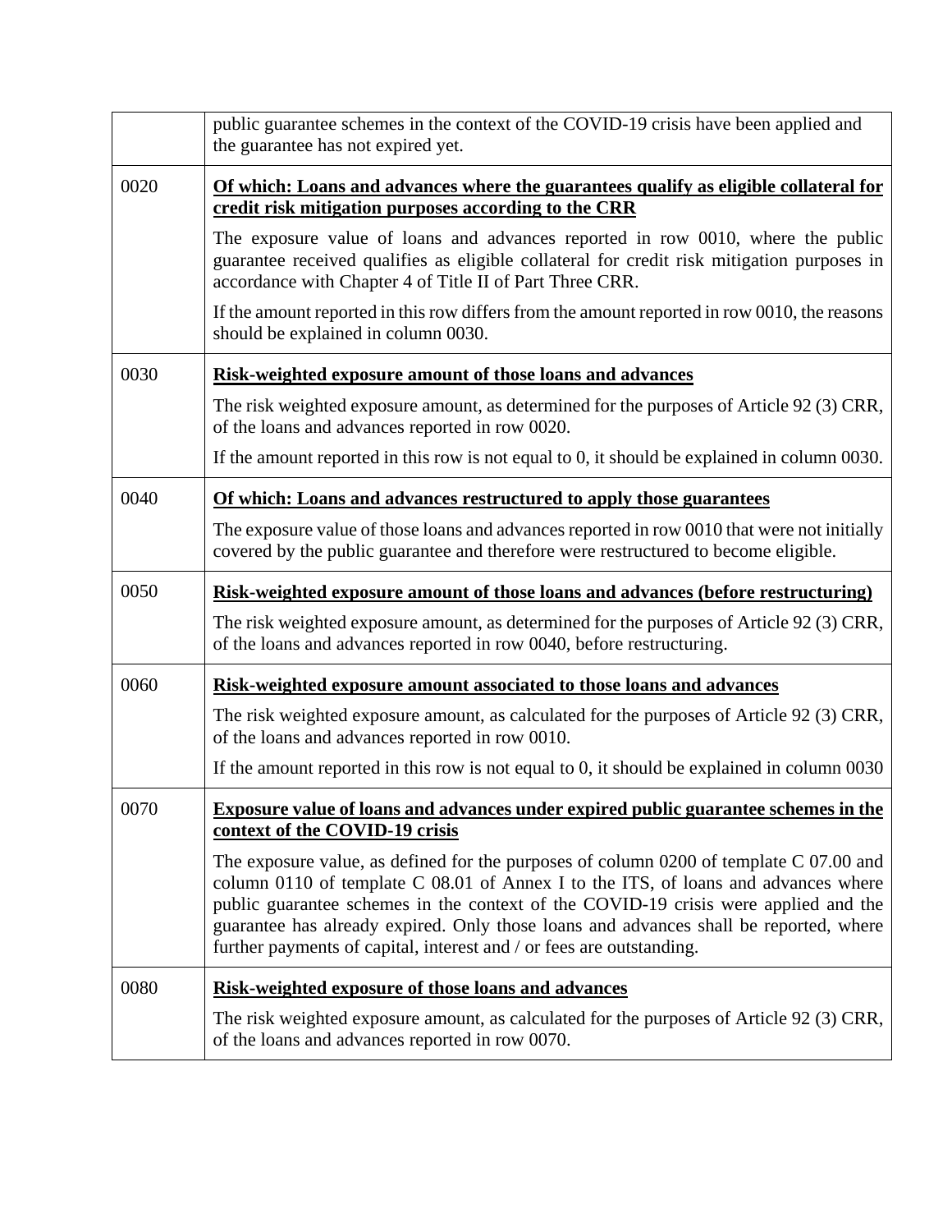| | |
|---|---|
| | public guarantee schemes in the context of the COVID-19 crisis have been applied and the guarantee has not expired yet. |
| 0020 | **Of which: Loans and advances where the guarantees qualify as eligible collateral for credit risk mitigation purposes according to the CRR**<br><br>The exposure value of loans and advances reported in row 0010, where the public guarantee received qualifies as eligible collateral for credit risk mitigation purposes in accordance with Chapter 4 of Title II of Part Three CRR.<br><br>If the amount reported in this row differs from the amount reported in row 0010, the reasons should be explained in column 0030. |
| 0030 | **Risk-weighted exposure amount of those loans and advances**<br><br>The risk weighted exposure amount, as determined for the purposes of Article 92 (3) CRR, of the loans and advances reported in row 0020.<br><br>If the amount reported in this row is not equal to 0, it should be explained in column 0030. |
| 0040 | **Of which: Loans and advances restructured to apply those guarantees**<br><br>The exposure value of those loans and advances reported in row 0010 that were not initially covered by the public guarantee and therefore were restructured to become eligible. |
| 0050 | **Risk-weighted exposure amount of those loans and advances (before restructuring)**<br><br>The risk weighted exposure amount, as determined for the purposes of Article 92 (3) CRR, of the loans and advances reported in row 0040, before restructuring. |
| 0060 | **Risk-weighted exposure amount associated to those loans and advances**<br><br>The risk weighted exposure amount, as calculated for the purposes of Article 92 (3) CRR, of the loans and advances reported in row 0010.<br><br>If the amount reported in this row is not equal to 0, it should be explained in column 0030 |
| 0070 | **Exposure value of loans and advances under expired public guarantee schemes in the context of the COVID-19 crisis**<br><br>The exposure value, as defined for the purposes of column 0200 of template C 07.00 and column 0110 of template C 08.01 of Annex I to the ITS, of loans and advances where public guarantee schemes in the context of the COVID-19 crisis were applied and the guarantee has already expired. Only those loans and advances shall be reported, where further payments of capital, interest and / or fees are outstanding. |
| 0080 | **Risk-weighted exposure of those loans and advances**<br><br>The risk weighted exposure amount, as calculated for the purposes of Article 92 (3) CRR, of the loans and advances reported in row 0070. |